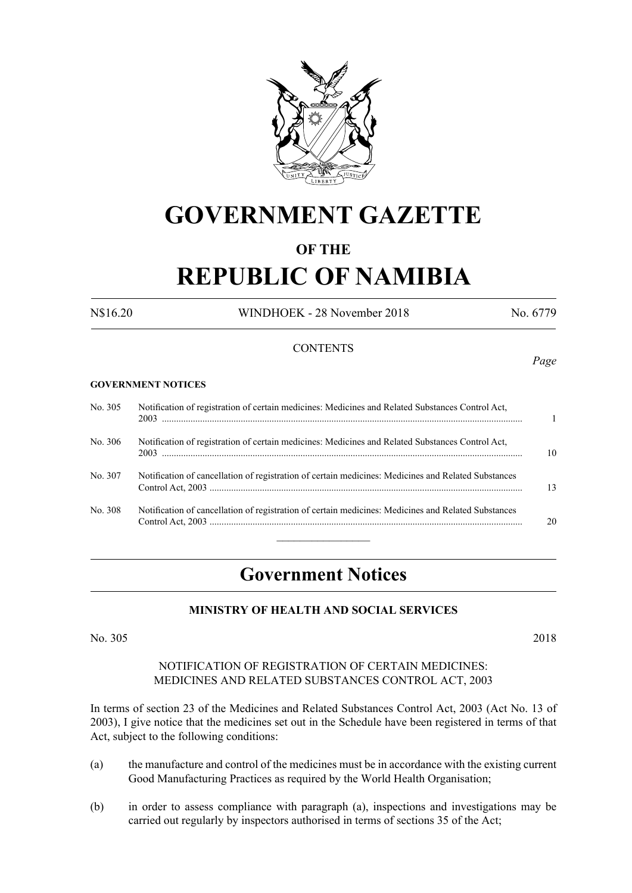# GOVERNMENT GAZETTE

## OF THE

# REPUBLIC OF NAMIBIA

N$16.20 WINDHOEK - 28 November 2018 No. 6779

CONTENTS

*Page*

**GOVERNMENT NOTICES**

| | | |
|---|---|---|
| No. 305 | Notification of registration of certain medicines: Medicines and Related Substances Control Act, 2003 | 1 |
| No. 306 | Notification of registration of certain medicines: Medicines and Related Substances Control Act, 2003 | 10 |
| No. 307 | Notification of cancellation of registration of certain medicines: Medicines and Related Substances Control Act, 2003 | 13 |
| No. 308 | Notification of cancellation of registration of certain medicines: Medicines and Related Substances Control Act, 2003 | 20 |

## Government Notices

### MINISTRY OF HEALTH AND SOCIAL SERVICES

No. 305 2018

NOTIFICATION OF REGISTRATION OF CERTAIN MEDICINES: MEDICINES AND RELATED SUBSTANCES CONTROL ACT, 2003

In terms of section 23 of the Medicines and Related Substances Control Act, 2003 (Act No. 13 of 2003), I give notice that the medicines set out in the Schedule have been registered in terms of that Act, subject to the following conditions:

(a) the manufacture and control of the medicines must be in accordance with the existing current Good Manufacturing Practices as required by the World Health Organisation;

(b) in order to assess compliance with paragraph (a), inspections and investigations may be carried out regularly by inspectors authorised in terms of sections 35 of the Act;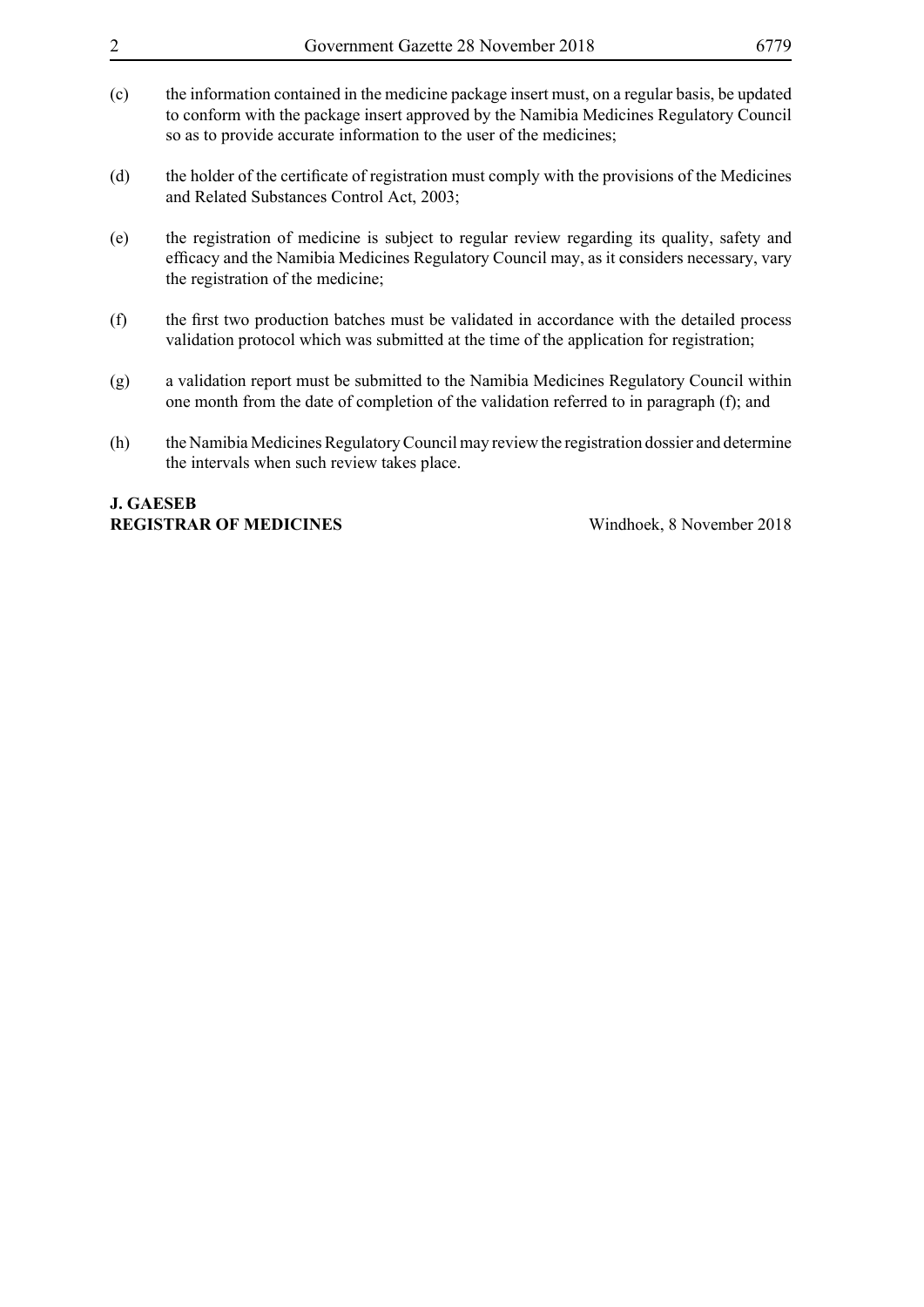(c) the information contained in the medicine package insert must, on a regular basis, be updated to conform with the package insert approved by the Namibia Medicines Regulatory Council so as to provide accurate information to the user of the medicines;

(d) the holder of the certificate of registration must comply with the provisions of the Medicines and Related Substances Control Act, 2003;

(e) the registration of medicine is subject to regular review regarding its quality, safety and efficacy and the Namibia Medicines Regulatory Council may, as it considers necessary, vary the registration of the medicine;

(f) the first two production batches must be validated in accordance with the detailed process validation protocol which was submitted at the time of the application for registration;

(g) a validation report must be submitted to the Namibia Medicines Regulatory Council within one month from the date of completion of the validation referred to in paragraph (f); and

(h) the Namibia Medicines Regulatory Council may review the registration dossier and determine the intervals when such review takes place.

**J. GAESEB**
**REGISTRAR OF MEDICINES** Windhoek, 8 November 2018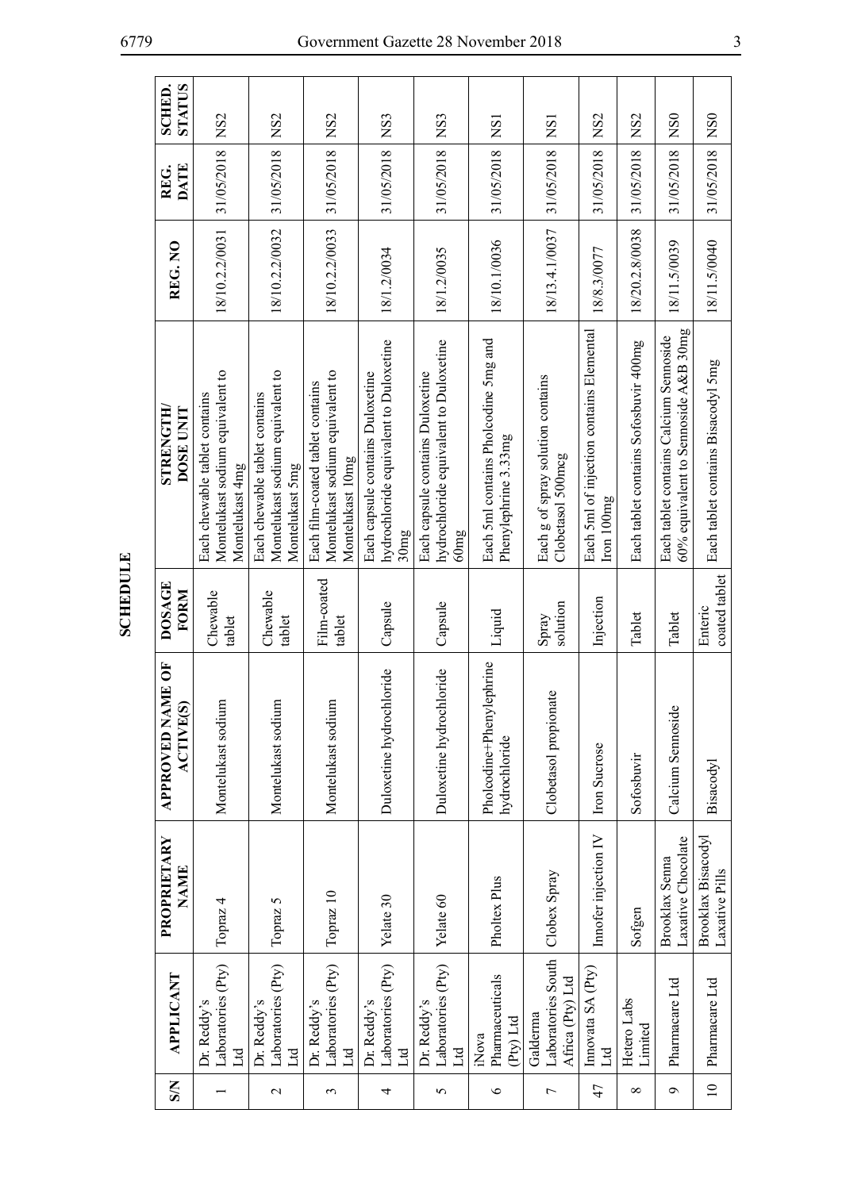# SCHEDULE

| S/N | APPLICANT | PROPRIETARY NAME | APPROVED NAME OF ACTIVE(S) | DOSAGE FORM | STRENGTH/ DOSE UNIT | REG. NO | REG. DATE | SCHED. STATUS |
|---|---|---|---|---|---|---|---|---|
| 1 | Dr. Reddy's Laboratories (Pty) Ltd | Topraz 4 | Montelukast sodium | Chewable tablet | Each chewable tablet contains Montelukast sodium equivalent to Montelukast 4mg | 18/10.2.2/0031 | 31/05/2018 | NS2 |
| 2 | Dr. Reddy's Laboratories (Pty) Ltd | Topraz 5 | Montelukast sodium | Chewable tablet | Each chewable tablet contains Montelukast sodium equivalent to Montelukast 5mg | 18/10.2.2/0032 | 31/05/2018 | NS2 |
| 3 | Dr. Reddy's Laboratories (Pty) Ltd | Topraz 10 | Montelukast sodium | Film-coated tablet | Each film-coated tablet contains Montelukast sodium equivalent to Montelukast 10mg | 18/10.2.2/0033 | 31/05/2018 | NS2 |
| 4 | Dr. Reddy's Laboratories (Pty) Ltd | Yelate 30 | Duloxetine hydrochloride | Capsule | Each capsule contains Duloxetine hydrochloride equivalent to Duloxetine 30mg | 18/1.2/0034 | 31/05/2018 | NS3 |
| 5 | Dr. Reddy's Laboratories (Pty) Ltd | Yelate 60 | Duloxetine hydrochloride | Capsule | Each capsule contains Duloxetine hydrochloride equivalent to Duloxetine 60mg | 18/1.2/0035 | 31/05/2018 | NS3 |
| 6 | iNova Pharmaceuticals (Pty) Ltd | Pholtex Plus | Pholcodine+Phenylephrine hydrochloride | Liquid | Each 5ml contains Pholcodine 5mg and Phenylephrine 3.33mg | 18/10.1/0036 | 31/05/2018 | NS1 |
| 7 | Galderma Laboratories South Africa (Pty) Ltd | Clobex Spray | Clobetasol propionate | Spray solution | Each g of spray solution contains Clobetasol 500mcg | 18/13.4.1/0037 | 31/05/2018 | NS1 |
| 47 | Innovata SA (Pty) Ltd | Innofer injection IV | Iron Sucrose | Injection | Each 5ml of injection contains Elemental Iron 100mg | 18/8.3/0077 | 31/05/2018 | NS2 |
| 8 | Hetero Labs Limited | Sofgen | Sofosbuvir | Tablet | Each tablet contains Sofosbuvir 400mg | 18/20.2.8/0038 | 31/05/2018 | NS2 |
| 9 | Pharmacare Ltd | Brooklax Senna Laxative Chocolate | Calcium Sennoside | Tablet | Each tablet contains Calcium Sennoside 60% equivalent to Sennoside A&B 30mg | 18/11.5/0039 | 31/05/2018 | NS0 |
| 10 | Pharmacare Ltd | Brooklax Bisacodyl Laxative Pills | Bisacodyl | Enteric coated tablet | Each tablet contains Bisacodyl 5mg | 18/11.5/0040 | 31/05/2018 | NS0 |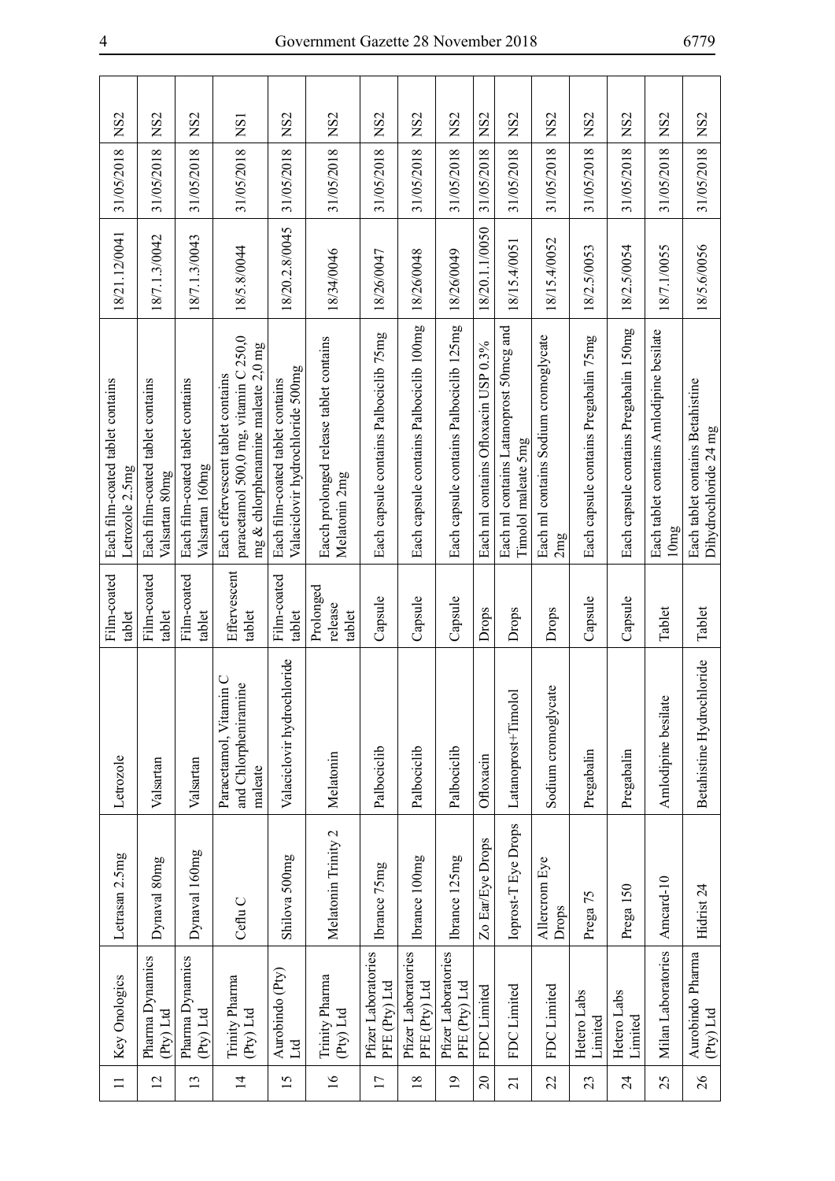| 11 | Key Onologics | Letrasan 2.5mg | Letrozole | Film-coated tablet | Each film-coated tablet contains Letrozole 2.5mg | 18/21.12/0041 | 31/05/2018 | NS2 |
|---|---|---|---|---|---|---|---|---|
| 12 | Pharma Dynamics (Pty) Ltd | Dynaval 80mg | Valsartan | Film-coated tablet | Each film-coated tablet contains Valsartan 80mg | 18/7.1.3/0042 | 31/05/2018 | NS2 |
| 13 | Pharma Dynamics (Pty) Ltd | Dynaval 160mg | Valsartan | Film-coated tablet | Each film-coated tablet contains Valsartan 160mg | 18/7.1.3/0043 | 31/05/2018 | NS2 |
| 14 | Trinity Pharma (Pty) Ltd | Ceflu C | Paracetamol, Vitamin C and Chlorpheniramine maleate | Effervescent tablet | Each effervescent tablet contains paracetamol 500,0 mg, vitamin C 250,0 mg & chlorphenamine maleate 2,0 mg | 18/5.8/0044 | 31/05/2018 | NS1 |
| 15 | Aurobindo (Pty) Ltd | Shilova 500mg | Valaciclovir hydrochloride | Film-coated tablet | Each film-coated tablet contains Valaciclovir hydrochloride 500mg | 18/20.2.8/0045 | 31/05/2018 | NS2 |
| 16 | Trinity Pharma (Pty) Ltd | Melatonin Trinity 2 | Melatonin | Prolonged release tablet | Eacch prolonged release tablet contains Melatonin 2mg | 18/34/0046 | 31/05/2018 | NS2 |
| 17 | Pfizer Laboratories PFE (Pty) Ltd | Ibrance 75mg | Palbociclib | Capsule | Each capsule contains Palbociclib 75mg | 18/26/0047 | 31/05/2018 | NS2 |
| 18 | Pfizer Laboratories PFE (Pty) Ltd | Ibrance 100mg | Palbociclib | Capsule | Each capsule contains Palbociclib 100mg | 18/26/0048 | 31/05/2018 | NS2 |
| 19 | Pfizer Laboratories PFE (Pty) Ltd | Ibrance 125mg | Palbociclib | Capsule | Each capsule contains Palbociclib 125mg | 18/26/0049 | 31/05/2018 | NS2 |
| 20 | FDC Limited | Zo Ear/Eye Drops | Ofloxacin | Drops | Each ml contains Ofloxacin USP 0.3% | 18/20.1.1/0050 | 31/05/2018 | NS2 |
| 21 | FDC Limited | Ioprost-T Eye Drops | Latanoprost+Timolol | Drops | Each ml contains Latanoprost 50mcg and Timolol maleate 5mg | 18/15.4/0051 | 31/05/2018 | NS2 |
| 22 | FDC Limited | Allercrom Eye Drops | Sodium cromoglycate | Drops | Each ml contains Sodium cromoglycate 2mg | 18/15.4/0052 | 31/05/2018 | NS2 |
| 23 | Hetero Labs Limited | Prega 75 | Pregabalin | Capsule | Each capsule contains Pregabalin 75mg | 18/2.5/0053 | 31/05/2018 | NS2 |
| 24 | Hetero Labs Limited | Prega 150 | Pregabalin | Capsule | Each capsule contains Pregabalin 150mg | 18/2.5/0054 | 31/05/2018 | NS2 |
| 25 | Milan Laboratories | Amcard-10 | Amlodipine besilate | Tablet | Each tablet contains Amlodipine besilate 10mg | 18/7.1/0055 | 31/05/2018 | NS2 |
| 26 | Aurobindo Pharma (Pty) Ltd | Hidrist 24 | Betahistine Hydrochloride | Tablet | Each tablet contains Betahistine Dihydrochloride 24 mg | 18/5.6/0056 | 31/05/2018 | NS2 |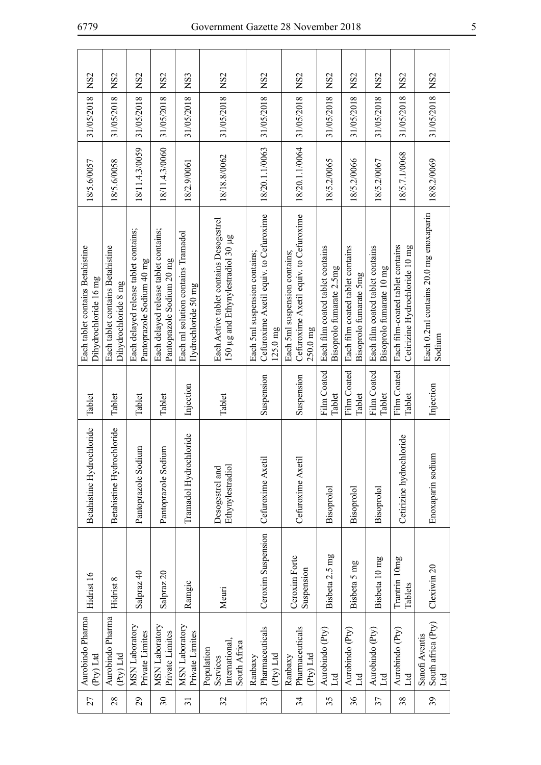| 27 | Aurobindo Pharma (Pty) Ltd | Hidrist 16 | Betahistine Hydrochloride | Tablet | Each tablet contains Betahistine Dihydrochloride 16 mg | 18/5.6/0057 | 31/05/2018 | NS2 |
|---|---|---|---|---|---|---|---|---|
| 28 | Aurobindo Pharma (Pty) Ltd | Hidrist 8 | Betahistine Hydrochloride | Tablet | Each tablet contains Betahistine Dihydrochloride 8 mg | 18/5.6/0058 | 31/05/2018 | NS2 |
| 29 | MSN Laboratory Private Limites | Salpraz 40 | Pantoprazole Sodium | Tablet | Each delayed release tablet contains; Pantoprazole Sodium 40 mg | 18/11.4.3/0059 | 31/05/2018 | NS2 |
| 30 | MSN Laboratory Private Limites | Salpraz 20 | Pantoprazole Sodium | Tablet | Each delayed release tablet contains; Pantoprazole Sodium 20 mg | 18/11.4.3/0060 | 31/05/2018 | NS2 |
| 31 | MSN Laboratory Private Limites | Ramgic | Tramadol Hydrochloride | Injection | Each ml solution contains Tramadol Hydrochloride 50 mg | 18/2.9/0061 | 31/05/2018 | NS3 |
| 32 | Population Services International, South Africa | Meuri | Desogestrel and Ethynylestradiol | Tablet | Each Active tablet contains Desogestrel 150 µg and Ethynylestradiol 30 µg | 18/18.8/0062 | 31/05/2018 | NS2 |
| 33 | Ranbaxy Pharmaceuticals (Pty) Ltd | Ceroxim Suspension | Cefuroxime Axetil | Suspension | Each 5ml suspension contains; Cefuroxime Axetil equiv. to Cefuroxime 125.0 mg | 18/20.1.1/0063 | 31/05/2018 | NS2 |
| 34 | Ranbaxy Pharmaceuticals (Pty) Ltd | Ceroxim Forte Suspension | Cefuroxime Axetil | Suspension | Each 5ml suspension contains; Cefuroxime Axetil equiv. to Cefuroxime 250.0 mg | 18/20.1.1/0064 | 31/05/2018 | NS2 |
| 35 | Aurobindo (Pty) Ltd | Bisbeta 2.5 mg | Bisoprolol | Film Coated Tablet | Each film coated tablet contains Bisoprolo fumarate 2.5mg | 18/5.2/0065 | 31/05/2018 | NS2 |
| 36 | Aurobindo (Pty) Ltd | Bisbeta 5 mg | Bisoprolol | Film Coated Tablet | Each film coated tablet contains Bisoprolo fumarate 5mg | 18/5.2/0066 | 31/05/2018 | NS2 |
| 37 | Aurobindo (Pty) Ltd | Bisbeta 10 mg | Bisoprolol | Film Coated Tablet | Each film coated tablet contains Bisoprolo fumarate 10 mg | 18/5.2/0067 | 31/05/2018 | NS2 |
| 38 | Aurobindo (Pty) Ltd | Trantrin 10mg Tablets | Cetirizine hydrochloride | Film Coated Tablet | Each film-coated tablet contains Cetirizine Hydrochloride 10 mg | 18/5.7.1/0068 | 31/05/2018 | NS2 |
| 39 | Sanofi Aventis South africa (Pty) Ltd | Clexiwin 20 | Enoxaparin sodium | Injection | Each 0.2ml contains 20.0 mg enoxaparin Sodium | 18/8.2/0069 | 31/05/2018 | NS2 |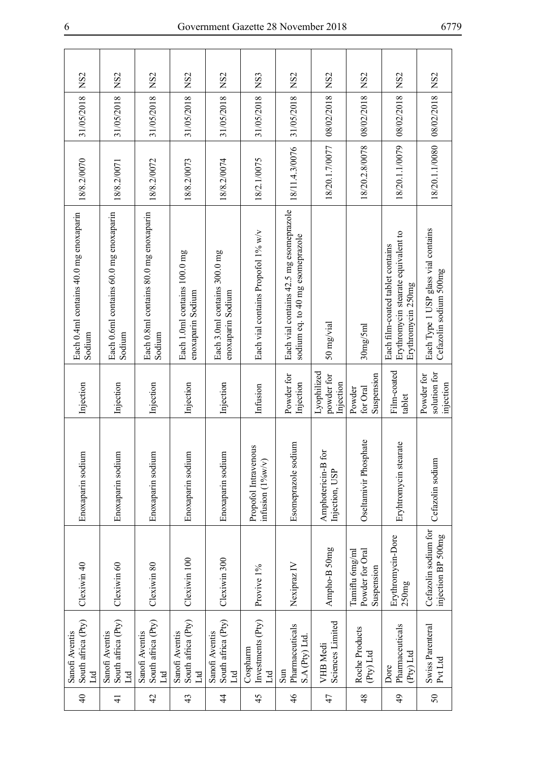| 40 | Sanofi Aventis South africa (Pty) Ltd | Clexiwin 40 | Enoxaparin sodium | Injection | Each 0.4ml contains 40.0 mg enoxaparin Sodium | 18/8.2/0070 | 31/05/2018 | NS2 |
|---|---|---|---|---|---|---|---|---|
| 41 | Sanofi Aventis South africa (Pty) Ltd | Clexiwin 60 | Enoxaparin sodium | Injection | Each 0.6ml contains 60.0 mg enoxaparin Sodium | 18/8.2/0071 | 31/05/2018 | NS2 |
| 42 | Sanofi Aventis South africa (Pty) Ltd | Clexiwin 80 | Enoxaparin sodium | Injection | Each 0.8ml contains 80.0 mg enoxaparin Sodium | 18/8.2/0072 | 31/05/2018 | NS2 |
| 43 | Sanofi Aventis South africa (Pty) Ltd | Clexiwin 100 | Enoxaparin sodium | Injection | Each 1.0ml contains 100.0 mg enoxaparin Sodium | 18/8.2/0073 | 31/05/2018 | NS2 |
| 44 | Sanofi Aventis South africa (Pty) Ltd | Clexiwin 300 | Enoxaparin sodium | Injection | Each 3.0ml contains 300.0 mg enoxaparin Sodium | 18/8.2/0074 | 31/05/2018 | NS2 |
| 45 | Cospharm Investments (Pty) Ltd | Provive 1% | Propofol Intravenous infusion (1%w/v) | Infusion | Each vial contains Propofol 1% w/v | 18/2.1/0075 | 31/05/2018 | NS3 |
| 46 | Sun Pharmaceuticals S.A (Pty) Ltd. | Nexipraz IV | Esomeprazole sodium | Powder for Injection | Each vial contains 42.5 mg esomeprazole sodium eq. to 40 mg esomeprazole | 18/11.4.3/0076 | 31/05/2018 | NS2 |
| 47 | VHB Medi Sciences Limited | Ampho-B 50mg | Amphotericin-B for Injection, USP | Lyophilized powder for Injection | 50 mg/vial | 18/20.1.7/0077 | 08/02/2018 | NS2 |
| 48 | Roche Products (Pty) Ltd | Tamiflu 6mg/ml Powder for Oral Suspension | Oseltamivir Phosphate | Powder for Oral Suspension | 30mg/5ml | 18/20.2.8/0078 | 08/02/2018 | NS2 |
| 49 | Dore Pharmaceuticals (Pty) Ltd | Erythromycin-Dore 250mg | Eryhtromycin stearate | Film-coated tablet | Each film-coated tablet contains Erythromycin stearate equivalent to Erythromycin 250mg | 18/20.1.1/0079 | 08/02/2018 | NS2 |
| 50 | Swiss Parenteral Pvt Ltd | Cefazolin sodium for injection BP 500mg | Cefazolin sodium | Powder for solution for injection | Each Type 1 USP glass vial contains Cefazolin sodium 500mg | 18/20.1.1/0080 | 08/02/2018 | NS2 |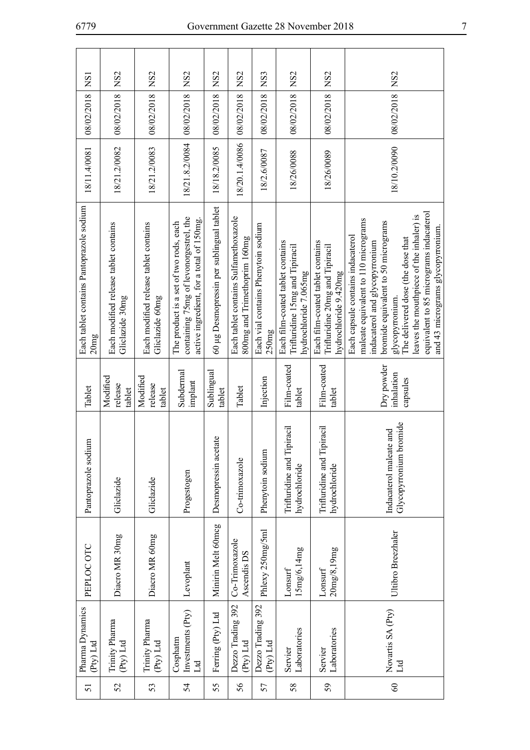| | | | | | | | | |
|---|---|---|---|---|---|---|---|---|
| 51 | Pharma Dynamics (Pty) Ltd | PEPLOC OTC | Pantoprazole sodium | Tablet | Each tablet contains Pantoprazole sodium 20mg | 18/11.4/0081 | 08/02/2018 | NS1 |
| 52 | Trinity Pharma (Pty) Ltd | Diacro MR 30mg | Gliclazide | Modified release tablet | Each modified release tablet contains Gliclazide 30mg | 18/21.2/0082 | 08/02/2018 | NS2 |
| 53 | Trinity Pharma (Pty) Ltd | Diacro MR 60mg | Gliclazide | Modified release tablet | Each modified release tablet contains Gliclazide 60mg | 18/21.2/0083 | 08/02/2018 | NS2 |
| 54 | Cosphatm Investments (Pty) Ltd | Levoplant | Progestogen | Subdermal implant | The product is a set of two rods, each containing 75mg of levonorgestrel, the active ingredient, for a total of 150mg. | 18/21.8.2/0084 | 08/02/2018 | NS2 |
| 55 | Ferring (Pty) Ltd | Minirin Melt 60mcg | Desmopressin acetate | Sublingual tablet | 60 µg Desmopressin per sublingual tablet | 18/18.2/0085 | 08/02/2018 | NS2 |
| 56 | Dezzo Trading 392 (Pty) Ltd | Co-Trimoxazole Ascendis DS | Co-trimoxazole | Tablet | Each tablet contains Sulfamethoxazole 800mg and Trimethoprim 160mg | 18/20.1.4/0086 | 08/02/2018 | NS2 |
| 57 | Dezzo Trading 392 (Pty) Ltd | Phlexy 250mg/5ml | Phenytoin sodium | Injection | Each vial contains Phenytoin sodium 250mg | 18/2.6/0087 | 08/02/2018 | NS3 |
| 58 | Servier Laboratories | Lonsurf 15mg/6,14mg | Trifluridine and Tipiracil hydrochloride | Film-coated tablet | Each film-coated tablet contains Trifluridine 15mg and Tipiracil hydrochloride 7.065mg | 18/26/0088 | 08/02/2018 | NS2 |
| 59 | Servier Laboratories | Lonsurf 20mg/8,19mg | Trifluridine and Tipiracil hydrochloride | Film-coated tablet | Each film-coated tablet contains Trifluridine 20mg and Tipiracil hydrochloride 9.420mg | 18/26/0089 | 08/02/2018 | NS2 |
| 60 | Novartis SA (Pty) Ltd | Ultibro Breezhaler | Indacaterol maleate and Glycopyrronium bromide | Dry powder inhalation capsules | Each capsule contains indacaterol maleate equivalent to 110 micrograms indacaterol and glycopyrronium bromide equivalent to 50 micrograms glycopyrronium. The delivered dose (the dose that leaves the mouthpiece of the inhaler) is equivalent to 85 micrograms indacaterol and 43 micrograms glycopyrronium. | 18/10.2/0090 | 08/02/2018 | NS2 |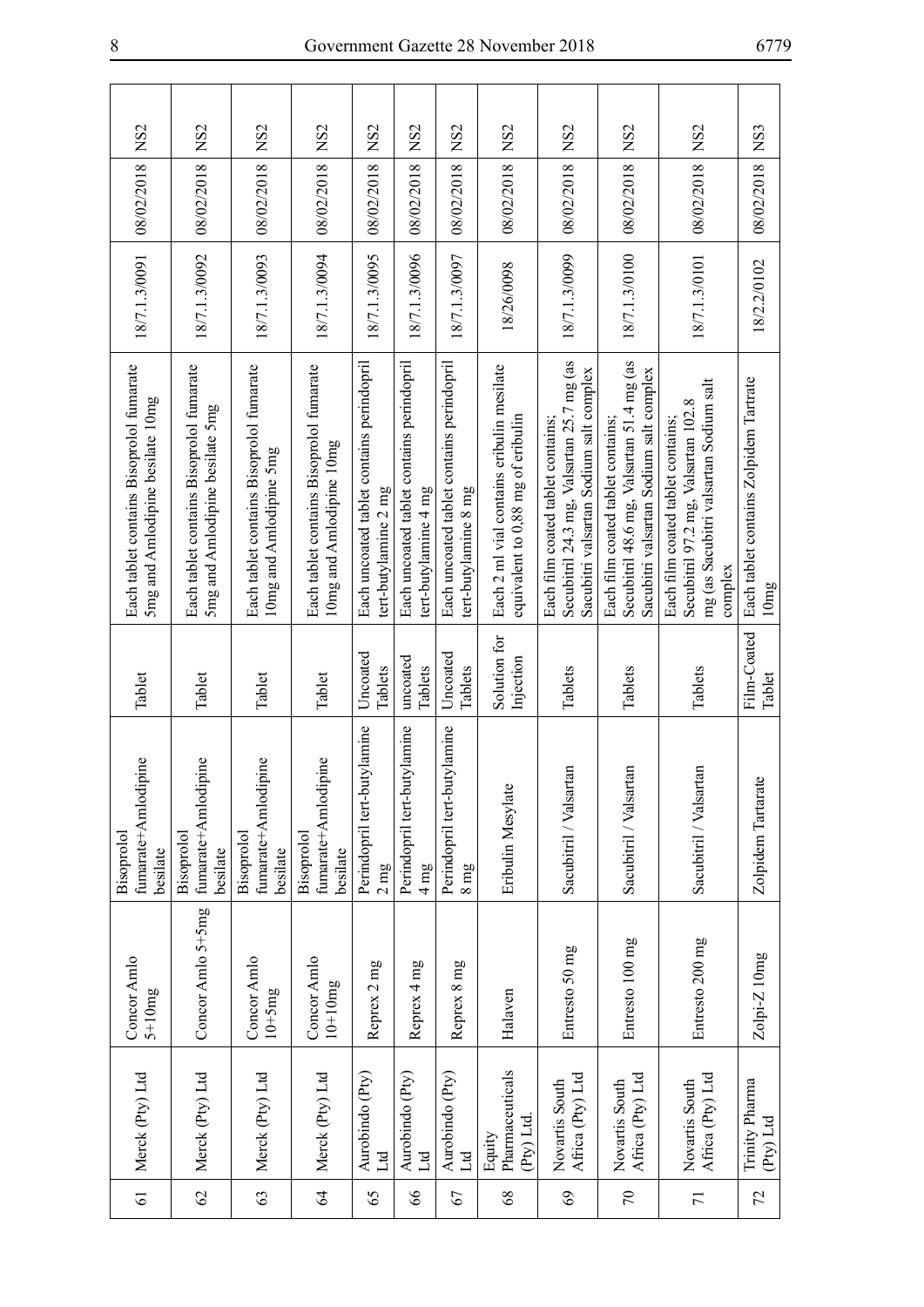| 61 | Merck (Pty) Ltd | Concor Amlo 5+10mg | Bisoprolol fumarate+Amlodipine besilate | Tablet | Each tablet contains Bisoprolol fumarate 5mg and Amlodipine besilate 10mg | 18/7.1.3/0091 | 08/02/2018 | NS2 |
|---|---|---|---|---|---|---|---|---|
| 62 | Merck (Pty) Ltd | Concor Amlo 5+5mg | Bisoprolol fumarate+Amlodipine besilate | Tablet | Each tablet contains Bisoprolol fumarate 5mg and Amlodipine besilate 5mg | 18/7.1.3/0092 | 08/02/2018 | NS2 |
| 63 | Merck (Pty) Ltd | Concor Amlo 10+5mg | Bisoprolol fumarate+Amlodipine besilate | Tablet | Each tablet contains Bisoprolol fumarate 10mg and Amlodipine 5mg | 18/7.1.3/0093 | 08/02/2018 | NS2 |
| 64 | Merck (Pty) Ltd | Concor Amlo 10+10mg | Bisoprolol fumarate+Amlodipine besilate | Tablet | Each tablet contains Bisoprolol fumarate 10mg and Amlodipine 10mg | 18/7.1.3/0094 | 08/02/2018 | NS2 |
| 65 | Aurobindo (Pty) Ltd | Reprex 2 mg | Perindopril tert-butylamine 2 mg | Uncoated Tablets | Each uncoated tablet contains perindopril tert-butylamine 2 mg | 18/7.1.3/0095 | 08/02/2018 | NS2 |
| 66 | Aurobindo (Pty) Ltd | Reprex 4 mg | Perindopril tert-butylamine 4 mg | uncoated Tablets | Each uncoated tablet contains perindopril tert-butylamine 4 mg | 18/7.1.3/0096 | 08/02/2018 | NS2 |
| 67 | Aurobindo (Pty) Ltd | Reprex 8 mg | Perindopril tert-butylamine 8 mg | Uncoated Tablets | Each uncoated tablet contains perindopril tert-butylamine 8 mg | 18/7.1.3/0097 | 08/02/2018 | NS2 |
| 68 | Equity Pharmaceuticals (Pty) Ltd. | Halaven | Eribulin Mesylate | Solution for Injection | Each 2 ml vial contains eribulin mesilate equivalent to 0,88 mg of eribulin | 18/26/0098 | 08/02/2018 | NS2 |
| 69 | Novartis South Africa (Pty) Ltd | Entresto 50 mg | Sacubitril / Valsartan | Tablets | Each film coated tablet contains; Secubitril 24.3 mg, Valsartan 25.7 mg (as Sacubitri valsartan Sodium salt complex | 18/7.1.3/0099 | 08/02/2018 | NS2 |
| 70 | Novartis South Africa (Pty) Ltd | Entresto 100 mg | Sacubitril / Valsartan | Tablets | Each film coated tablet contains; Secubitril 48.6 mg, Valsartan 51.4 mg (as Sacubitri valsartan Sodium salt complex | 18/7.1.3/0100 | 08/02/2018 | NS2 |
| 71 | Novartis South Africa (Pty) Ltd | Entresto 200 mg | Sacubitril / Valsartan | Tablets | Each film coated tablet contains; Secubitril 97.2 mg, Valsartan 102.8 mg (as Sacubitri valsartan Sodium salt complex | 18/7.1.3/0101 | 08/02/2018 | NS2 |
| 72 | Trinity Pharma (Pty) Ltd | Zolpi-Z 10mg | Zolpidem Tartarate | Film-Coated Tablet | Each tablet contains Zolpidem Tartrate 10mg | 18/2.2/0102 | 08/02/2018 | NS3 |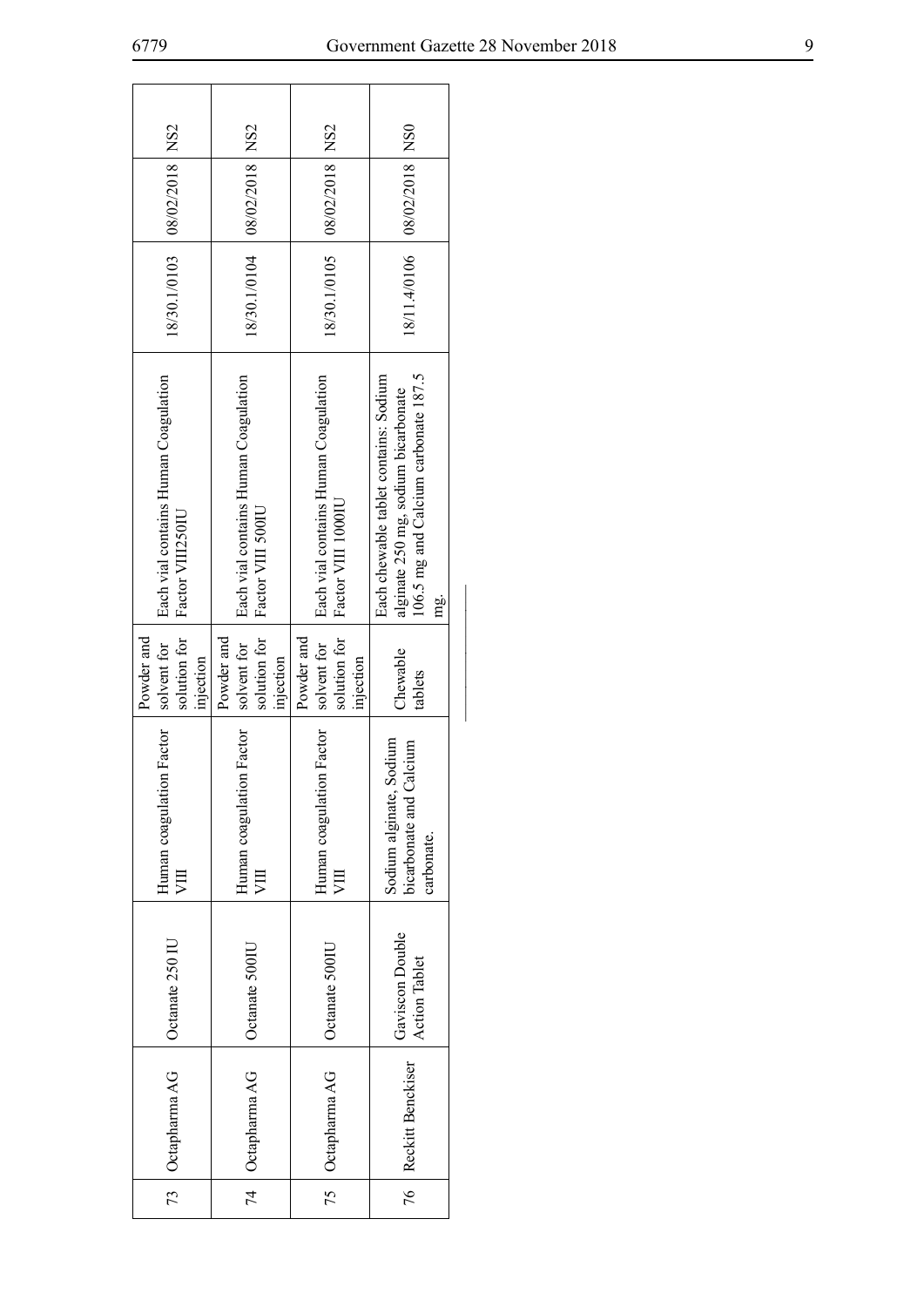| | | | | | | | | |
|---|---|---|---|---|---|---|---|---|
| 73 | Octapharma AG | Octanate 250 IU | Human coagulation Factor VIII | Powder and solvent for solution for injection | Each vial contains Human Coagulation Factor VIII250IU | 18/30.1/0103 | 08/02/2018 | NS2 |
| 74 | Octapharma AG | Octanate 500IU | Human coagulation Factor VIII | Powder and solvent for solution for injection | Each vial contains Human Coagulation Factor VIII 500IU | 18/30.1/0104 | 08/02/2018 | NS2 |
| 75 | Octapharma AG | Octanate 500IU | Human coagulation Factor VIII | Powder and solvent for solution for injection | Each vial contains Human Coagulation Factor VIII 1000IU | 18/30.1/0105 | 08/02/2018 | NS2 |
| 76 | Reckitt Benckiser | Gaviscon Double Action Tablet | Sodium alginate, Sodium bicarbonate and Calcium carbonate. | Chewable tablets | Each chewable tablet contains: Sodium alginate 250 mg, sodium bicarbonate 106.5 mg and Calcium carbonate 187.5 mg. | 18/11.4/0106 | 08/02/2018 | NS0 |

________________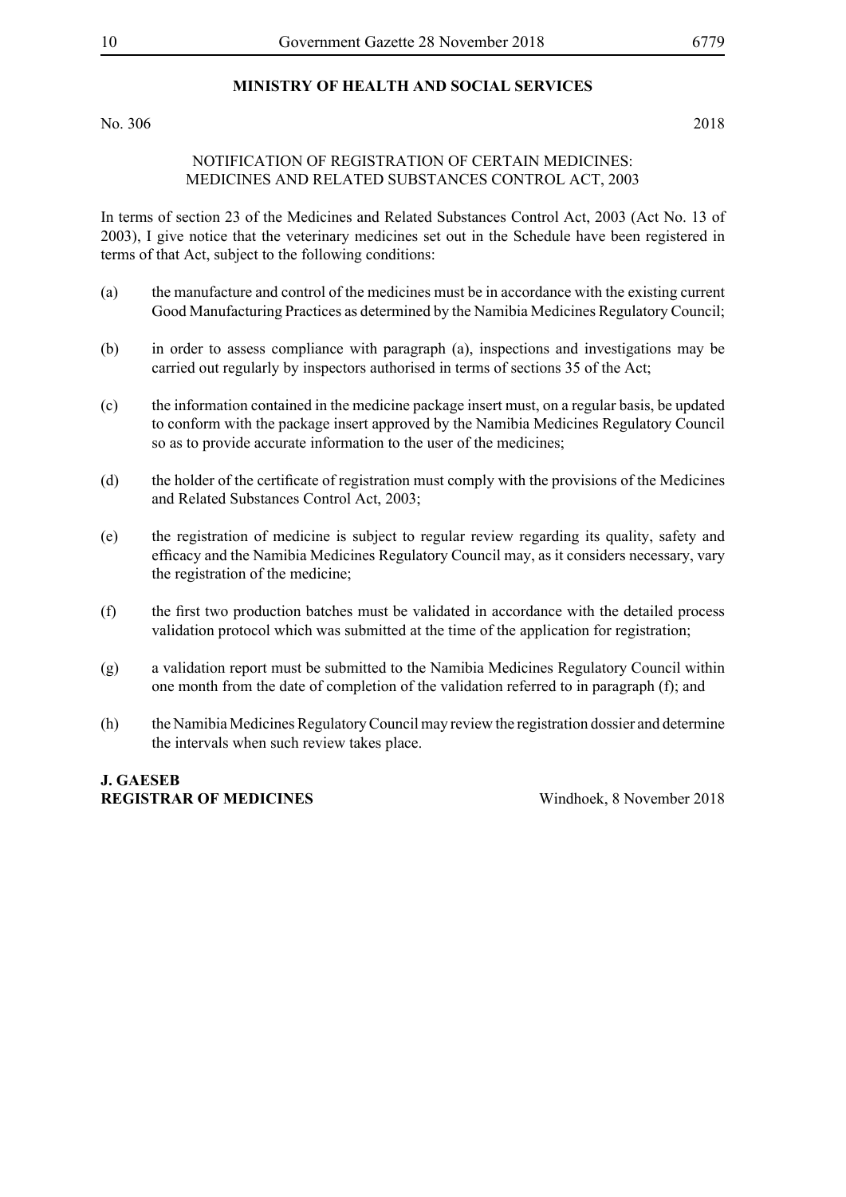## MINISTRY OF HEALTH AND SOCIAL SERVICES

No. 306 2018

NOTIFICATION OF REGISTRATION OF CERTAIN MEDICINES:
MEDICINES AND RELATED SUBSTANCES CONTROL ACT, 2003

In terms of section 23 of the Medicines and Related Substances Control Act, 2003 (Act No. 13 of 2003), I give notice that the veterinary medicines set out in the Schedule have been registered in terms of that Act, subject to the following conditions:

(a) the manufacture and control of the medicines must be in accordance with the existing current Good Manufacturing Practices as determined by the Namibia Medicines Regulatory Council;

(b) in order to assess compliance with paragraph (a), inspections and investigations may be carried out regularly by inspectors authorised in terms of sections 35 of the Act;

(c) the information contained in the medicine package insert must, on a regular basis, be updated to conform with the package insert approved by the Namibia Medicines Regulatory Council so as to provide accurate information to the user of the medicines;

(d) the holder of the certificate of registration must comply with the provisions of the Medicines and Related Substances Control Act, 2003;

(e) the registration of medicine is subject to regular review regarding its quality, safety and efficacy and the Namibia Medicines Regulatory Council may, as it considers necessary, vary the registration of the medicine;

(f) the first two production batches must be validated in accordance with the detailed process validation protocol which was submitted at the time of the application for registration;

(g) a validation report must be submitted to the Namibia Medicines Regulatory Council within one month from the date of completion of the validation referred to in paragraph (f); and

(h) the Namibia Medicines Regulatory Council may review the registration dossier and determine the intervals when such review takes place.

**J. GAESEB**
**REGISTRAR OF MEDICINES** Windhoek, 8 November 2018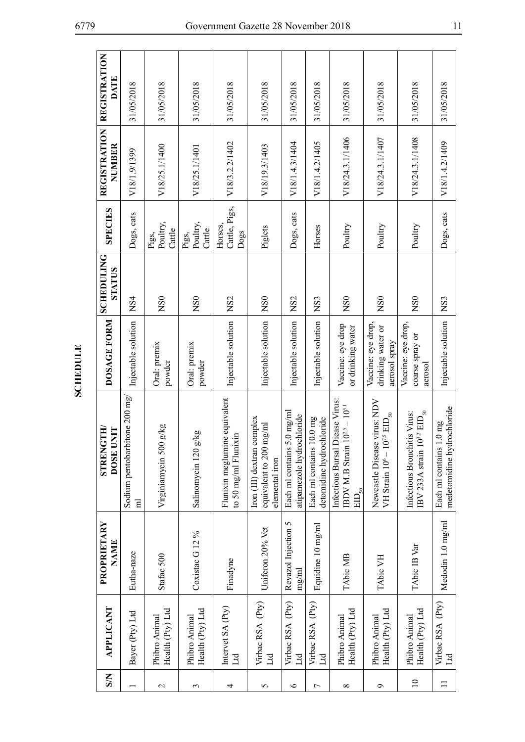# SCHEDULE

| S/N | APPLICANT | PROPRIETARY NAME | STRENGTH/ DOSE UNIT | DOSAGE FORM | SCHEDULING STATUS | SPECIES | REGISTRATION NUMBER | REGISTRATION DATE |
|---|---|---|---|---|---|---|---|---|
| 1 | Bayer (Pty) Ltd | Eutha-naze | Sodium pentobarbitone 200 mg/ml | Injectable solution | NS4 | Dogs, cats | V18/1.9/1399 | 31/05/2018 |
| 2 | Phibro Animal Health (Pty) Ltd | Stafac 500 | Virginiamycin 500 g/kg | Oral: premix powder | NS0 | Pigs, Poultry, Cattle | V18/25.1/1400 | 31/05/2018 |
| 3 | Phibro Animal Health (Pty) Ltd | Coxistac G 12 % | Salinomycin 120 g/kg | Oral: premix powder | NS0 | Pigs, Poultry, Cattle | V18/25.1/1401 | 31/05/2018 |
| 4 | Intervet SA (Pty) Ltd | Finadyne | Flunixin meglumine equivalent to 50 mg/ml Flunixin | Injectable solution | NS2 | Horses, Cattle, Pigs, Dogs | V18/3.2.2/1402 | 31/05/2018 |
| 5 | Virbac RSA (Pty) Ltd | Uniferon 20% Vet | Iron (III) dextran complex equivalent to 200 mg/ml elemental iron | Injectable solution | NS0 | Piglets | V18/19.3/1403 | 31/05/2018 |
| 6 | Virbac RSA (Pty) Ltd | Revazol Injection 5 mg/ml | Each ml contains 5.0 mg/ml atipamezole hydrochloride | Injectable solution | NS2 | Dogs, cats | V18/1.4.3/1404 | 31/05/2018 |
| 7 | Virbac RSA (Pty) Ltd | Equidine 10 mg/ml | Each ml contains 10.0 mg detomidine hydrochloride | Injectable solution | NS3 | Horses | V18/1.4.2/1405 | 31/05/2018 |
| 8 | Phibro Animal Health (Pty) Ltd | TAbic MB | Infectious Bursal Diease Virus: IBDV M.B Strain $10^{2.5} - 10^{3.1}$ $EID_{50}$ | Vaccine: eye drop or drinking water | NS0 | Poultry | V18/24.3.1/1406 | 31/05/2018 |
| 9 | Phibro Animal Health (Pty) Ltd | TAbic VH | Newcastle Disease virus: NDV VH Strain $10^{6} - 10^{7.5}$ $EID_{50}$ | Vaccine: eye drop, drinking water or aerosol spray | NS0 | Poultry | V18/24.3.1/1407 | 31/05/2018 |
| 10 | Phibro Animal Health (Pty) Ltd | TAbic IB Var | Infectious Bronchitis Virus: IBV 233A strain $10^{3.2}$ $EID_{50}$ | Vaccine: eye drop, coarse spray or aerosol | NS0 | Poultry | V18/24.3.1/1408 | 31/05/2018 |
| 11 | Virbac RSA (Pty) Ltd | Medodin 1.0 mg/ml | Each ml contains 1.0 mg medetomidine hydrochloride | Injectable solution | NS3 | Dogs, cats | V18/1.4.2/1409 | 31/05/2018 |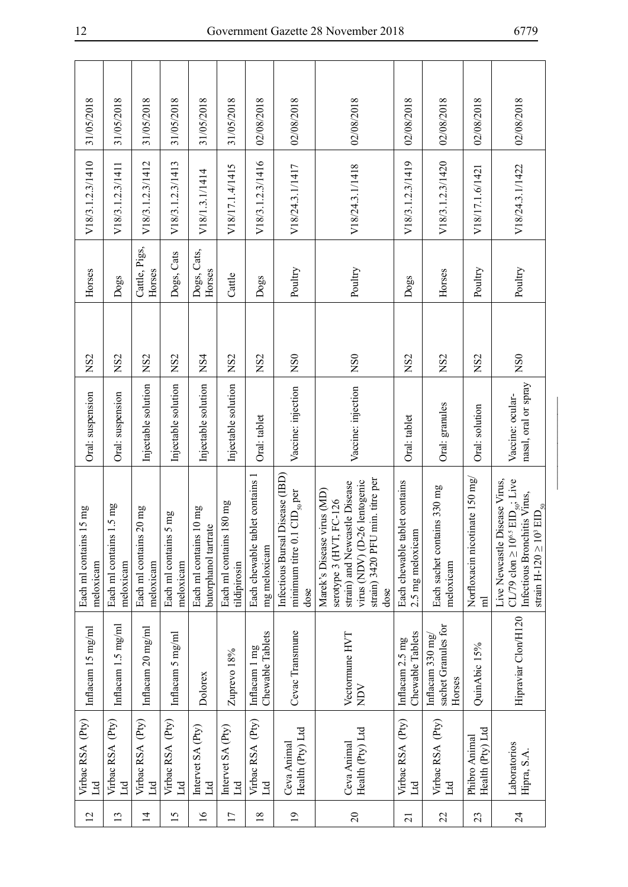| 12 | Virbac RSA (Pty) Ltd | Inflacam 15 mg/ml | Each ml contains 15 mg meloxicam | Oral: suspension | NS2 | Horses | V18/3.1.2.3/1410 | 31/05/2018 |
|---|---|---|---|---|---|---|---|---|
| 13 | Virbac RSA (Pty) Ltd | Inflacam 1.5 mg/ml | Each ml contains 1.5 mg meloxicam | Oral: suspension | NS2 | Dogs | V18/3.1.2.3/1411 | 31/05/2018 |
| 14 | Virbac RSA (Pty) Ltd | Inflacam 20 mg/ml | Each ml contains 20 mg meloxicam | Injectable solution | NS2 | Cattle, Pigs, Horses | V18/3.1.2.3/1412 | 31/05/2018 |
| 15 | Virbac RSA (Pty) Ltd | Inflacam 5 mg/ml | Each ml contains 5 mg meloxicam | Injectable solution | NS2 | Dogs, Cats | V18/3.1.2.3/1413 | 31/05/2018 |
| 16 | Intervet SA (Pty) Ltd | Dolorex | Each ml contains 10 mg butorphanol tartrate | Injectable solution | NS4 | Dogs, Cats, Horses | V18/1.3.1/1414 | 31/05/2018 |
| 17 | Intervet SA (Pty) Ltd | Zuprevo 18% | Each ml contains 180 mg tildipirosin | Injectable solution | NS2 | Cattle | V18/17.1.4/1415 | 31/05/2018 |
| 18 | Virbac RSA (Pty) Ltd | Inflacam 1 mg Chewable Tablets | Each chewable tablet contains 1 mg meloxicam | Oral: tablet | NS2 | Dogs | V18/3.1.2.3/1416 | 02/08/2018 |
| 19 | Ceva Animal Health (Pty) Ltd | Cevac Transmune | Infectious Bursal Disease (IBD) minimum titre 0.1 $CID_{50}$ per dose | Vaccine: injection | NS0 | Poultry | V18/24.3.1/1417 | 02/08/2018 |
| 20 | Ceva Animal Health (Pty) Ltd | Vectormune HVT NDV | Marek's Disease virus (MD) serotype 3 (HVT, FC-126 strain) and Newcastle Disease virus (NDV) (D-26 lentogenic strain) 3420 PFU min. titre per dose | Vaccine: injection | NS0 | Poultry | V18/24.3.1/1418 | 02/08/2018 |
| 21 | Virbac RSA (Pty) Ltd | Inflacam 2.5 mg Chewable Tablets | Each chewable tablet contains 2.5 mg meloxicam | Oral: tablet | NS2 | Dogs | V18/3.1.2.3/1419 | 02/08/2018 |
| 22 | Virbac RSA (Pty) Ltd | Inflacam 330 mg/ sachet Granules for Horses | Each sachet contains 330 mg meloxicam | Oral: granules | NS2 | Horses | V18/3.1.2.3/1420 | 02/08/2018 |
| 23 | Phibro Animal Health (Pty) Ltd | QuinAbic 15% | Norfloxacin nicotinate 150 mg/ ml | Oral: solution | NS2 | Poultry | V18/17.1.6/1421 | 02/08/2018 |
| 24 | Laboratorios Hipra, S.A. | Hipraviar Clon/H120 | Live Newcastle Disease Virus, CL/79 clon $\geq 10^{6.5}$ $EID_{50}$; Live Infectious Bronchitis Virus, strain H-120 $\geq 10^{3}$ $EID_{50}$ | Vaccine: ocular-nasal, oral or spray | NS0 | Poultry | V18/24.3.1/1422 | 02/08/2018 |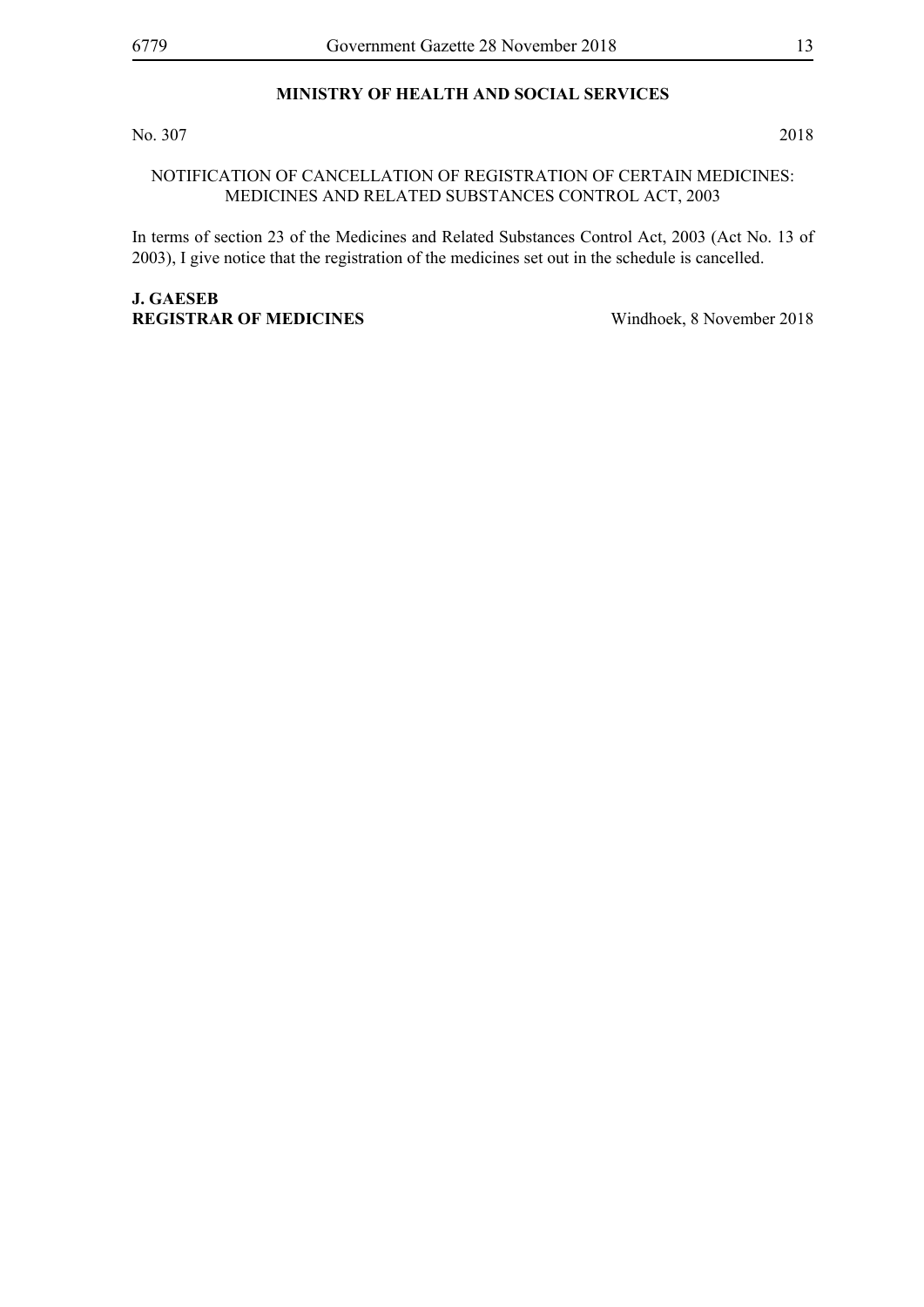## MINISTRY OF HEALTH AND SOCIAL SERVICES

No. 307 2018

NOTIFICATION OF CANCELLATION OF REGISTRATION OF CERTAIN MEDICINES: MEDICINES AND RELATED SUBSTANCES CONTROL ACT, 2003

In terms of section 23 of the Medicines and Related Substances Control Act, 2003 (Act No. 13 of 2003), I give notice that the registration of the medicines set out in the schedule is cancelled.

**J. GAESEB**
**REGISTRAR OF MEDICINES** Windhoek, 8 November 2018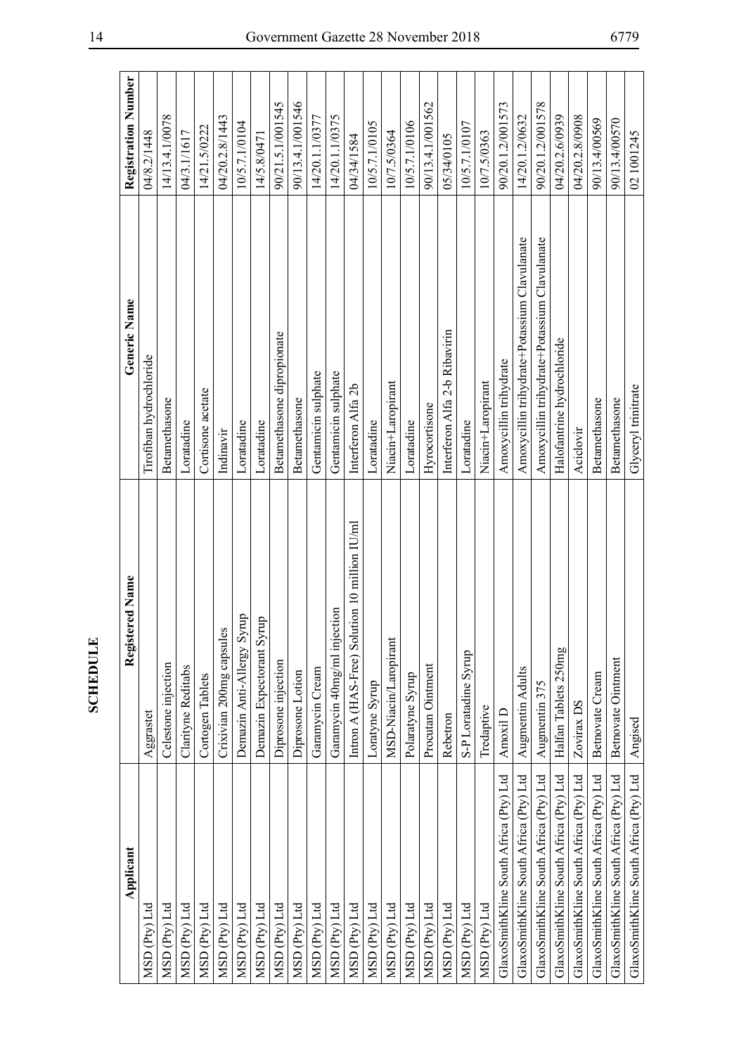## SCHEDULE

| Applicant | Registered Name | Generic Name | Registration Number |
|---|---|---|---|
| MSD (Pty) Ltd | Aggrastet | Tirofiban hydrochloride | 04/8.2/1448 |
| MSD (Pty) Ltd | Celestone injection | Betamethasone | 14/13.4.1/0078 |
| MSD (Pty) Ltd | Clarityne Reditabs | Loratadine | 04/3.1/1617 |
| MSD (Pty) Ltd | Cortogen Tablets | Cortisone acetate | 14/21.5/0222 |
| MSD (Pty) Ltd | Crixivian 200mg capsules | Indinavir | 04/20.2.8/1443 |
| MSD (Pty) Ltd | Demazin Anti-Allergy Syrup | Loratadine | 10/5.7.1/0104 |
| MSD (Pty) Ltd | Demazin Expectorant Syrup | Loratadine | 14/5.8/0471 |
| MSD (Pty) Ltd | Diprosone injection | Betamethasone dipropionate | 90/21.5.1/001545 |
| MSD (Pty) Ltd | Diprosone Lotion | Betamethasone | 90/13.4.1/001546 |
| MSD (Pty) Ltd | Garamycin Cream | Gentamicin sulphate | 14/20.1.1/0377 |
| MSD (Pty) Ltd | Garamycin 40mg/ml injection | Gentamicin sulphate | 14/20.1.1/0375 |
| MSD (Pty) Ltd | Intron A (HAS-Free) Solution 10 million IU/ml | Interferon Alfa 2b | 04/34/1584 |
| MSD (Pty) Ltd | Loratyne Syrup | Loratadine | 10/5.7.1/0105 |
| MSD (Pty) Ltd | MSD-Niacin/Laropirant | Niacin+Laropirant | 10/7.5/0364 |
| MSD (Pty) Ltd | Polaratyne Syrup | Loratadine | 10/5.7.1/0106 |
| MSD (Pty) Ltd | Procutan Ointment | Hyrocortisone | 90/13.4.1/001562 |
| MSD (Pty) Ltd | Rebetron | Interferon Alfa 2-b Ribavirin | 05/34/0105 |
| MSD (Pty) Ltd | S-P Loratadine Syrup | Loratadine | 10/5.7.1/0107 |
| MSD (Pty) Ltd | Tredaptive | Niacin+Laropirant | 10/7.5/0363 |
| GlaxoSmithKline South Africa (Pty) Ltd | Amoxil D | Amoxycillin trihydrate | 90/20.1.2/001573 |
| GlaxoSmithKline South Africa (Pty) Ltd | Augmentin Adults | Amoxycillin trihydrate+Potassium Clavulanate | 14/20.1.2/0632 |
| GlaxoSmithKline South Africa (Pty) Ltd | Augmentin 375 | Amoxycillin trihydrate+Potassium Clavulanate | 90/20.1.2/001578 |
| GlaxoSmithKline South Africa (Pty) Ltd | Halfan Tablets 250mg | Halofantrine hydrochloride | 04/20.2.6/0939 |
| GlaxoSmithKline South Africa (Pty) Ltd | Zovirax DS | Aciclovir | 04/20.2.8/0908 |
| GlaxoSmithKline South Africa (Pty) Ltd | Betnovate Cream | Betamethasone | 90/13.4/00569 |
| GlaxoSmithKline South Africa (Pty) Ltd | Betnovate Ointment | Betamethasone | 90/13.4/00570 |
| GlaxoSmithKline South Africa (Pty) Ltd | Angised | Glyceryl trinitrate | 02 1001245 |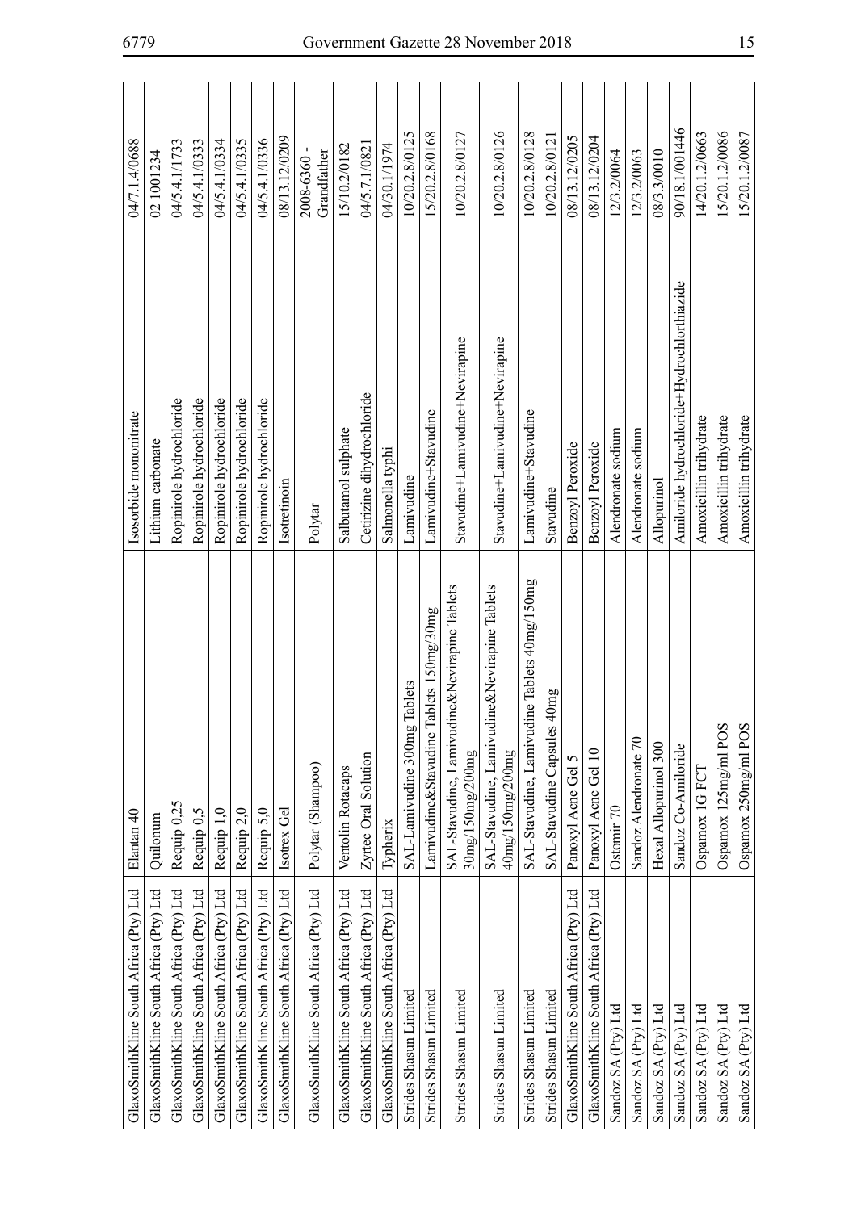| | | | |
|---|---|---|---|
| GlaxoSmithKline South Africa (Pty) Ltd | Elantan 40 | Isosorbide mononitrate | 04/7.1.4/0688 |
| GlaxoSmithKline South Africa (Pty) Ltd | Quilonum | Lithium carbonate | 02 1001234 |
| GlaxoSmithKline South Africa (Pty) Ltd | Requip 0,25 | Ropinirole hydrochloride | 04/5.4.1/1733 |
| GlaxoSmithKline South Africa (Pty) Ltd | Requip 0,5 | Ropinirole hydrochloride | 04/5.4.1/0333 |
| GlaxoSmithKline South Africa (Pty) Ltd | Requip 1,0 | Ropinirole hydrochloride | 04/5.4.1/0334 |
| GlaxoSmithKline South Africa (Pty) Ltd | Requip 2,0 | Ropinirole hydrochloride | 04/5.4.1/0335 |
| GlaxoSmithKline South Africa (Pty) Ltd | Requip 5,0 | Ropinirole hydrochloride | 04/5.4.1/0336 |
| GlaxoSmithKline South Africa (Pty) Ltd | Isotrex Gel | Isotretinoin | 08/13.12/0209 |
| GlaxoSmithKline South Africa (Pty) Ltd | Polytar (Shampoo) | Polytar | 2008-6360 - Grandfather |
| GlaxoSmithKline South Africa (Pty) Ltd | Ventolin Rotacaps | Salbutamol sulphate | 15/10.2/0182 |
| GlaxoSmithKline South Africa (Pty) Ltd | Zyrtec Oral Solution | Cetirizine dihydrochloride | 04/5.7.1/0821 |
| GlaxoSmithKline South Africa (Pty) Ltd | Typherix | Salmonella typhi | 04/30.1/1974 |
| Strides Shasun Limited | SAL-Lamivudine 300mg Tablets | Lamivudine | 10/20.2.8/0125 |
| Strides Shasun Limited | Lamivudine&Stavudine Tablets 150mg/30mg | Lamivudine+Stavudine | 15/20.2.8/0168 |
| Strides Shasun Limited | SAL-Stavudine, Lamivudine&Nevirapine Tablets 30mg/150mg/200mg | Stavudine+Lamivudine+Nevirapine | 10/20.2.8/0127 |
| Strides Shasun Limited | SAL-Stavudine, Lamivudine&Nevirapine Tablets 40mg/150mg/200mg | Stavudine+Lamivudine+Nevirapine | 10/20.2.8/0126 |
| Strides Shasun Limited | SAL-Stavudine, Lamivudine Tablets 40mg/150mg | Lamivudine+Stavudine | 10/20.2.8/0128 |
| Strides Shasun Limited | SAL-Stavudine Capsules 40mg | Stavudine | 10/20.2.8/0121 |
| GlaxoSmithKline South Africa (Pty) Ltd | Panoxyl Acne Gel 5 | Benzoyl Peroxide | 08/13.12/0205 |
| GlaxoSmithKline South Africa (Pty) Ltd | Panoxyl Acne Gel 10 | Benzoyl Peroxide | 08/13.12/0204 |
| Sandoz SA (Pty) Ltd | Ostomir 70 | Alendronate sodium | 12/3.2/0064 |
| Sandoz SA (Pty) Ltd | Sandoz Alendronate 70 | Alendronate sodium | 12/3.2/0063 |
| Sandoz SA (Pty) Ltd | Hexal Allopurinol 300 | Allopurinol | 08/3.3/0010 |
| Sandoz SA (Pty) Ltd | Sandoz Co-Amiloride | Amiloride hydrochloride+Hydrochlorthiazide | 90/18.1/001446 |
| Sandoz SA (Pty) Ltd | Ospamox 1G FCT | Amoxicillin trihydrate | 14/20.1.2/0663 |
| Sandoz SA (Pty) Ltd | Ospamox 125mg/ml POS | Amoxicillin trihydrate | 15/20.1.2/0086 |
| Sandoz SA (Pty) Ltd | Ospamox 250mg/ml POS | Amoxicillin trihydrate | 15/20.1.2/0087 |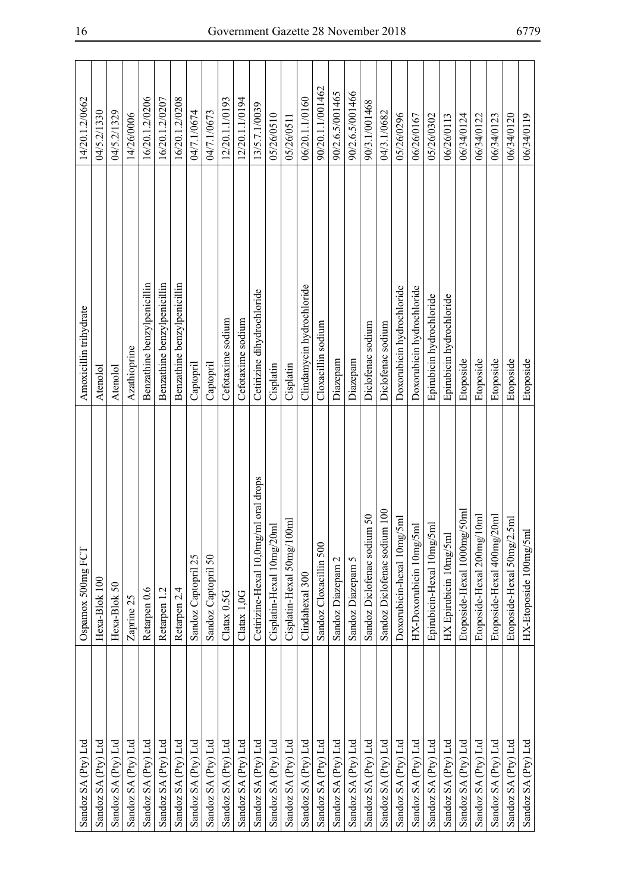| Sandoz SA (Pty) Ltd | Ospamox 500mg FCT | Amoxicillin trihydrate | 14/20.1.2/0662 |
|---|---|---|---|
| Sandoz SA (Pty) Ltd | Hexa-Blok 100 | Atenolol | 04/5.2/1330 |
| Sandoz SA (Pty) Ltd | Hexa-Blok 50 | Atenolol | 04/5.2/1329 |
| Sandoz SA (Pty) Ltd | Zaprine 25 | Azathioprine | 14/26/0006 |
| Sandoz SA (Pty) Ltd | Retarpen 0.6 | Benzathine benzylpenicillin | 16/20.1.2/0206 |
| Sandoz SA (Pty) Ltd | Retarpen 1.2 | Benzathine benzylpenicillin | 16/20.1.2/0207 |
| Sandoz SA (Pty) Ltd | Retarpen 2.4 | Benzathine benzylpenicillin | 16/20.1.2/0208 |
| Sandoz SA (Pty) Ltd | Sandoz Captopril 25 | Captopril | 04/7.1/0674 |
| Sandoz SA (Pty) Ltd | Sandoz Captopril 50 | Captopril | 04/7.1/0673 |
| Sandoz SA (Pty) Ltd | Clatax 0.5G | Cefotaxime sodium | 12/20.1.1/0193 |
| Sandoz SA (Pty) Ltd | Clatax 1,0G | Cefotaxime sodium | 12/20.1.1/0194 |
| Sandoz SA (Pty) Ltd | Cetirizine-Hexal 10,0mg/ml oral drops | Cetirizine dihydrochloride | 13/5.7.1/0039 |
| Sandoz SA (Pty) Ltd | Cisplatin-Hexal 10mg/20ml | Cisplatin | 05/26/0510 |
| Sandoz SA (Pty) Ltd | Cisplatin-Hexal 50mg/100ml | Cisplatin | 05/26/0511 |
| Sandoz SA (Pty) Ltd | Clindahexal 300 | Clindamycin hydrochloride | 06/20.1.1/0160 |
| Sandoz SA (Pty) Ltd | Sandoz Cloxacillin 500 | Cloxacillin sodium | 90/20.1.1/001462 |
| Sandoz SA (Pty) Ltd | Sandoz Diazepam 2 | Diazepam | 90/2.6.5/001465 |
| Sandoz SA (Pty) Ltd | Sandoz Diazepam 5 | Diazepam | 90/2.6.5/001466 |
| Sandoz SA (Pty) Ltd | Sandoz Diclofenac sodium 50 | Diclofenac sodium | 90/3.1/001468 |
| Sandoz SA (Pty) Ltd | Sandoz Diclofenac sodium 100 | Diclofenac sodium | 04/3.1/0682 |
| Sandoz SA (Pty) Ltd | Doxorubicin-hexal 10mg/5ml | Doxorubicin hydrochloride | 05/26/0296 |
| Sandoz SA (Pty) Ltd | HX-Doxorubicin 10mg/5ml | Doxorubicin hydrochloride | 06/26/0167 |
| Sandoz SA (Pty) Ltd | Epirubicin-Hexal 10mg/5ml | Epirubicin hydrochloride | 05/26/0302 |
| Sandoz SA (Pty) Ltd | HX Epirubicin 10mg/5ml | Epirubicin hydrochloride | 06/26/0113 |
| Sandoz SA (Pty) Ltd | Etoposide-Hexal 1000mg/50ml | Etoposide | 06/34/0124 |
| Sandoz SA (Pty) Ltd | Etoposide-Hexal 200mg/10ml | Etoposide | 06/34/0122 |
| Sandoz SA (Pty) Ltd | Etoposide-Hexal 400mg/20ml | Etoposide | 06/34/0123 |
| Sandoz SA (Pty) Ltd | Etoposide-Hexal 50mg/2.5ml | Etoposide | 06/34/0120 |
| Sandoz SA (Pty) Ltd | HX-Etoposide 100mg/5ml | Etoposide | 06/34/0119 |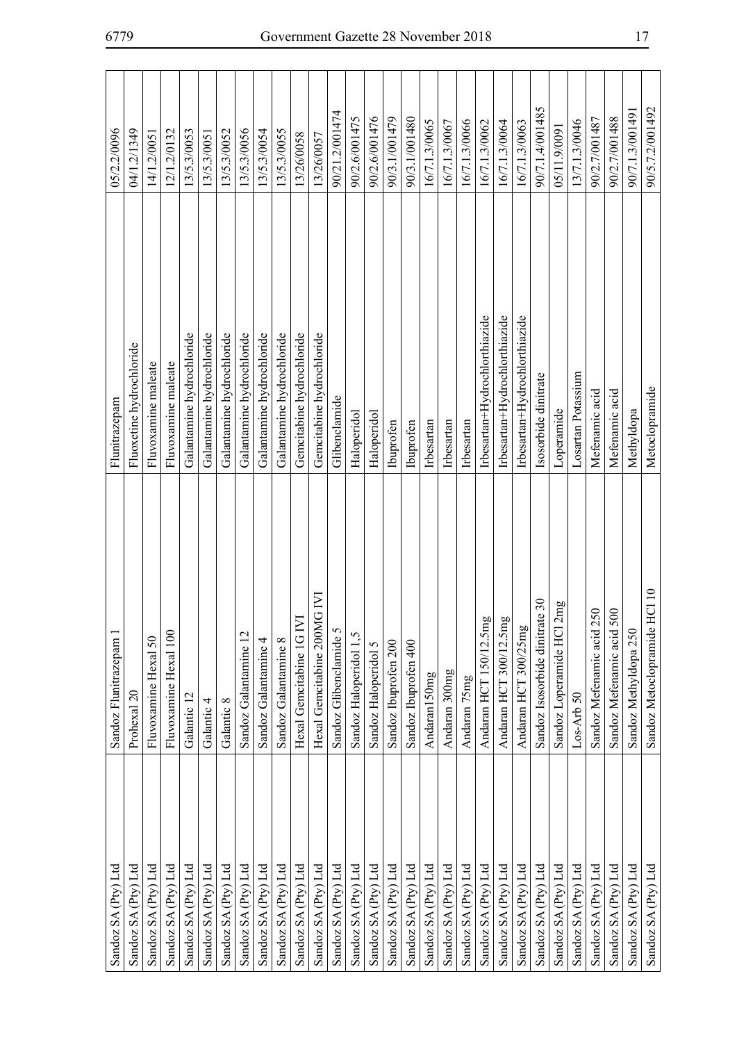| | | | |
|---|---|---|---|
| Sandoz SA (Pty) Ltd | Sandoz Flunitrazepam 1 | Flunitrazepam | 05/2.2/0096 |
| Sandoz SA (Pty) Ltd | Prohexal 20 | Fluoxetine hydrochloride | 04/1.2/1349 |
| Sandoz SA (Pty) Ltd | Fluvoxamine Hexal 50 | Fluvoxamine maleate | 14/1.2/0051 |
| Sandoz SA (Pty) Ltd | Fluvoxamine Hexal 100 | Fluvoxamine maleate | 12/1.2/0132 |
| Sandoz SA (Pty) Ltd | Galantic 12 | Galantamine hydrochloride | 13/5.3/0053 |
| Sandoz SA (Pty) Ltd | Galantic 4 | Galantamine hydrochloride | 13/5.3/0051 |
| Sandoz SA (Pty) Ltd | Galantic 8 | Galantamine hydrochloride | 13/5.3/0052 |
| Sandoz SA (Pty) Ltd | Sandoz Galantamine 12 | Galantamine hydrochloride | 13/5.3/0056 |
| Sandoz SA (Pty) Ltd | Sandoz Galantamine 4 | Galantamine hydrochloride | 13/5.3/0054 |
| Sandoz SA (Pty) Ltd | Sandoz Galantamine 8 | Galantamine hydrochloride | 13/5.3/0055 |
| Sandoz SA (Pty) Ltd | Hexal Gemcitabine 1G IVI | Gemcitabine hydrochloride | 13/26/0058 |
| Sandoz SA (Pty) Ltd | Hexal Gemcitabine 200MG IVI | Gemcitabine hydrochloride | 13/26/0057 |
| Sandoz SA (Pty) Ltd | Sandoz Glibenclamide 5 | Glibenclamide | 90/21.2/001474 |
| Sandoz SA (Pty) Ltd | Sandoz Haloperidol 1,5 | Haloperidol | 90/2.6/001475 |
| Sandoz SA (Pty) Ltd | Sandoz Haloperidol 5 | Haloperidol | 90/2.6/001476 |
| Sandoz SA (Pty) Ltd | Sandoz Ibuprofen 200 | Ibuprofen | 90/3.1/001479 |
| Sandoz SA (Pty) Ltd | Sandoz Ibuprofen 400 | Ibuprofen | 90/3.1/001480 |
| Sandoz SA (Pty) Ltd | Andaran150mg | Irbesartan | 16/7.1.3/0065 |
| Sandoz SA (Pty) Ltd | Andaran 300mg | Irbesartan | 16/7.1.3/0067 |
| Sandoz SA (Pty) Ltd | Andaran 75mg | Irbesartan | 16/7.1.3/0066 |
| Sandoz SA (Pty) Ltd | Andaran HCT 150/12.5mg | Irbesartan+Hydrochlorthiazide | 16/7.1.3/0062 |
| Sandoz SA (Pty) Ltd | Andaran HCT 300/12.5mg | Irbesartan+Hydrochlorthiazide | 16/7.1.3/0064 |
| Sandoz SA (Pty) Ltd | Andaran HCT 300/25mg | Irbesartan+Hydrochlorthiazide | 16/7.1.3/0063 |
| Sandoz SA (Pty) Ltd | Sandoz Isosorbide dinitrate 30 | Isosorbide dinitrate | 90/7.1.4/001485 |
| Sandoz SA (Pty) Ltd | Sandoz Loperamide HCl 2mg | Loperamide | 05/11.9/0091 |
| Sandoz SA (Pty) Ltd | Los-Arb 50 | Losartan Potassium | 13/7.1.3/0046 |
| Sandoz SA (Pty) Ltd | Sandoz Mefenamic acid 250 | Mefenamic acid | 90/2.7/001487 |
| Sandoz SA (Pty) Ltd | Sandoz Mefenamic acid 500 | Mefenamic acid | 90/2.7/001488 |
| Sandoz SA (Pty) Ltd | Sandoz Methyldopa 250 | Methyldopa | 90/7.1.3/001491 |
| Sandoz SA (Pty) Ltd | Sandoz Metoclopramide HCl 10 | Metoclopramide | 90/5.7.2/001492 |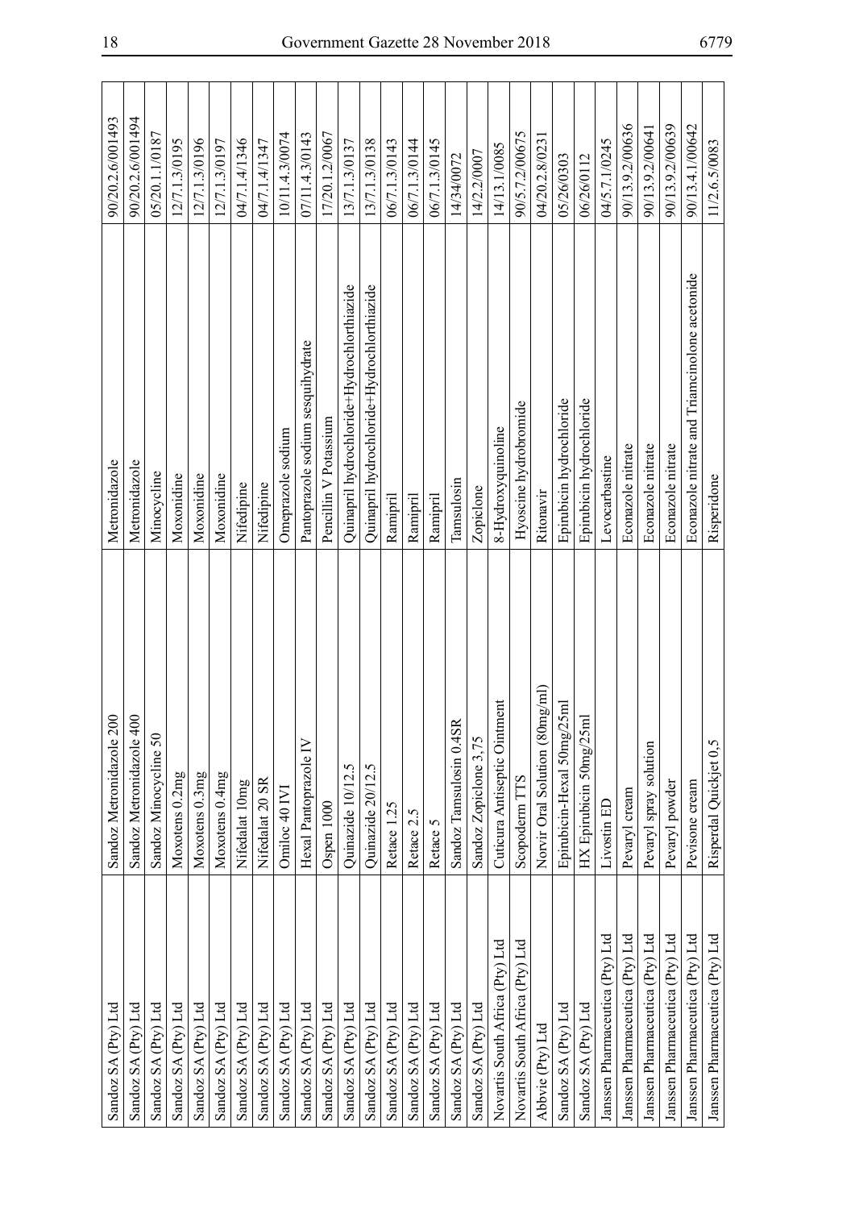| | | | |
|---|---|---|---|
| Sandoz SA (Pty) Ltd | Sandoz Metronidazole 200 | Metronidazole | 90/20.2.6/001493 |
| Sandoz SA (Pty) Ltd | Sandoz Metronidazole 400 | Metronidazole | 90/20.2.6/001494 |
| Sandoz SA (Pty) Ltd | Sandoz Minocycline 50 | Minocycline | 05/20.1.1/0187 |
| Sandoz SA (Pty) Ltd | Moxotens 0.2mg | Moxonidine | 12/7.1.3/0195 |
| Sandoz SA (Pty) Ltd | Moxotens 0.3mg | Moxonidine | 12/7.1.3/0196 |
| Sandoz SA (Pty) Ltd | Moxotens 0.4mg | Moxonidine | 12/7.1.3/0197 |
| Sandoz SA (Pty) Ltd | Nifedalat 10mg | Nifedipine | 04/7.1.4/1346 |
| Sandoz SA (Pty) Ltd | Nifedalat 20 SR | Nifedipine | 04/7.1.4/1347 |
| Sandoz SA (Pty) Ltd | Omiloc 40 IVI | Omeprazole sodium | 10/11.4.3/0074 |
| Sandoz SA (Pty) Ltd | Hexal Pantoprazole IV | Pantoprazole sodium sesquihydrate | 07/11.4.3/0143 |
| Sandoz SA (Pty) Ltd | Ospen 1000 | Pencillin V Potassium | 17/20.1.2/0067 |
| Sandoz SA (Pty) Ltd | Quinazide 10/12.5 | Quinapril hydrochloride+Hydrochlorthiazide | 13/7.1.3/0137 |
| Sandoz SA (Pty) Ltd | Quinazide 20/12.5 | Quinapril hydrochloride+Hydrochlorthiazide | 13/7.1.3/0138 |
| Sandoz SA (Pty) Ltd | Retace 1.25 | Ramipril | 06/7.1.3/0143 |
| Sandoz SA (Pty) Ltd | Retace 2.5 | Ramipril | 06/7.1.3/0144 |
| Sandoz SA (Pty) Ltd | Retace 5 | Ramipril | 06/7.1.3/0145 |
| Sandoz SA (Pty) Ltd | Sandoz Tamsulosin 0.4SR | Tamsulosin | 14/34/0072 |
| Sandoz SA (Pty) Ltd | Sandoz Zopiclone 3,75 | Zopiclone | 14/2.2/0007 |
| Novartis South Africa (Pty) Ltd | Cuticura Antiseptic Ointment | 8-Hydroxyquinoline | 14/13.1/0085 |
| Novartis South Africa (Pty) Ltd | Scopoderm TTS | Hyoscine hydrobromide | 90/5.7.2/00675 |
| Abbvie (Pty) Ltd | Norvir Oral Solution (80mg/ml) | Ritonavir | 04/20.2.8/0231 |
| Sandoz SA (Pty) Ltd | Epirubicin-Hexal 50mg/25ml | Epirubicin hydrochloride | 05/26/0303 |
| Sandoz SA (Pty) Ltd | HX Epirubicin 50mg/25ml | Epirubicin hydrochloride | 06/26/0112 |
| Janssen Pharmaceutica (Pty) Ltd | Livostin ED | Levocarbastine | 04/5.7.1/0245 |
| Janssen Pharmaceutica (Pty) Ltd | Pevaryl cream | Econazole nitrate | 90/13.9.2/00636 |
| Janssen Pharmaceutica (Pty) Ltd | Pevaryl spray solution | Econazole nitrate | 90/13.9.2/00641 |
| Janssen Pharmaceutica (Pty) Ltd | Pevaryl powder | Econazole nitrate | 90/13.9.2/00639 |
| Janssen Pharmaceutica (Pty) Ltd | Pevisone cream | Econazole nitrate and Triamcinolone acetonide | 90/13.4.1/00642 |
| Janssen Pharmaceutica (Pty) Ltd | Risperdal Quickjet 0,5 | Risperidone | 11/2.6.5/0083 |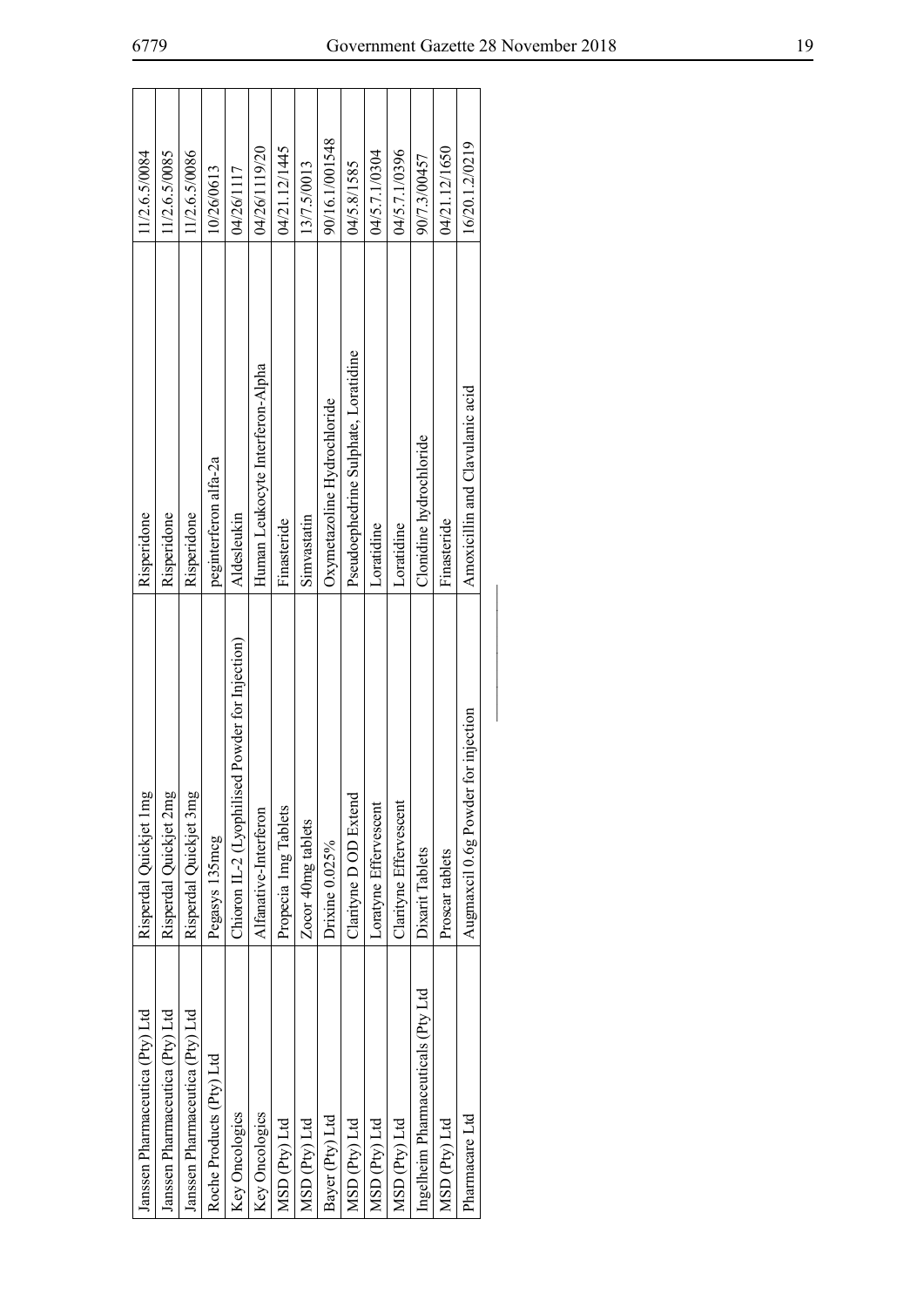| Janssen Pharmaceutica (Pty) Ltd | Risperdal Quickjet 1mg | Risperidone | 11/2.6.5/0084 |
|---|---|---|---|
| Janssen Pharmaceutica (Pty) Ltd | Risperdal Quickjet 2mg | Risperidone | 11/2.6.5/0085 |
| Janssen Pharmaceutica (Pty) Ltd | Risperdal Quickjet 3mg | Risperidone | 11/2.6.5/0086 |
| Roche Products (Pty) Ltd | Pegasys 135mcg | peginterferon alfa-2a | 10/26/0613 |
| Key Oncologics | Chioron IL-2 (Lyophilised Powder for Injection) | Aldesleukin | 04/26/1117 |
| Key Oncologics | Alfanative-Interferon | Human Leukocyte Interferon-Alpha | 04/26/1119/20 |
| MSD (Pty) Ltd | Propecia 1mg Tablets | Finasteride | 04/21.12/1445 |
| MSD (Pty) Ltd | Zocor 40mg tablets | Simvastatin | 13/7.5/0013 |
| Bayer (Pty) Ltd | Drixine 0.025% | Oxymetazoline Hydrochloride | 90/16.1/001548 |
| MSD (Pty) Ltd | Clarityne D OD Extend | Pseudoephedrine Sulphate, Loratidine | 04/5.8/1585 |
| MSD (Pty) Ltd | Loratyne Effervescent | Loratidine | 04/5.7.1/0304 |
| MSD (Pty) Ltd | Clarityne Effervescent | Loratidine | 04/5.7.1/0396 |
| Ingelheim Pharmaceuticals (Pty Ltd | Dixarit Tablets | Clonidine hydrochloride | 90/7.3/00457 |
| MSD (Pty) Ltd | Proscar tablets | Finasteride | 04/21.12/1650 |
| Pharmacare Ltd | Augmaxcil 0.6g Powder for injection | Amoxicillin and Clavulanic acid | 16/20.1.2/0219 |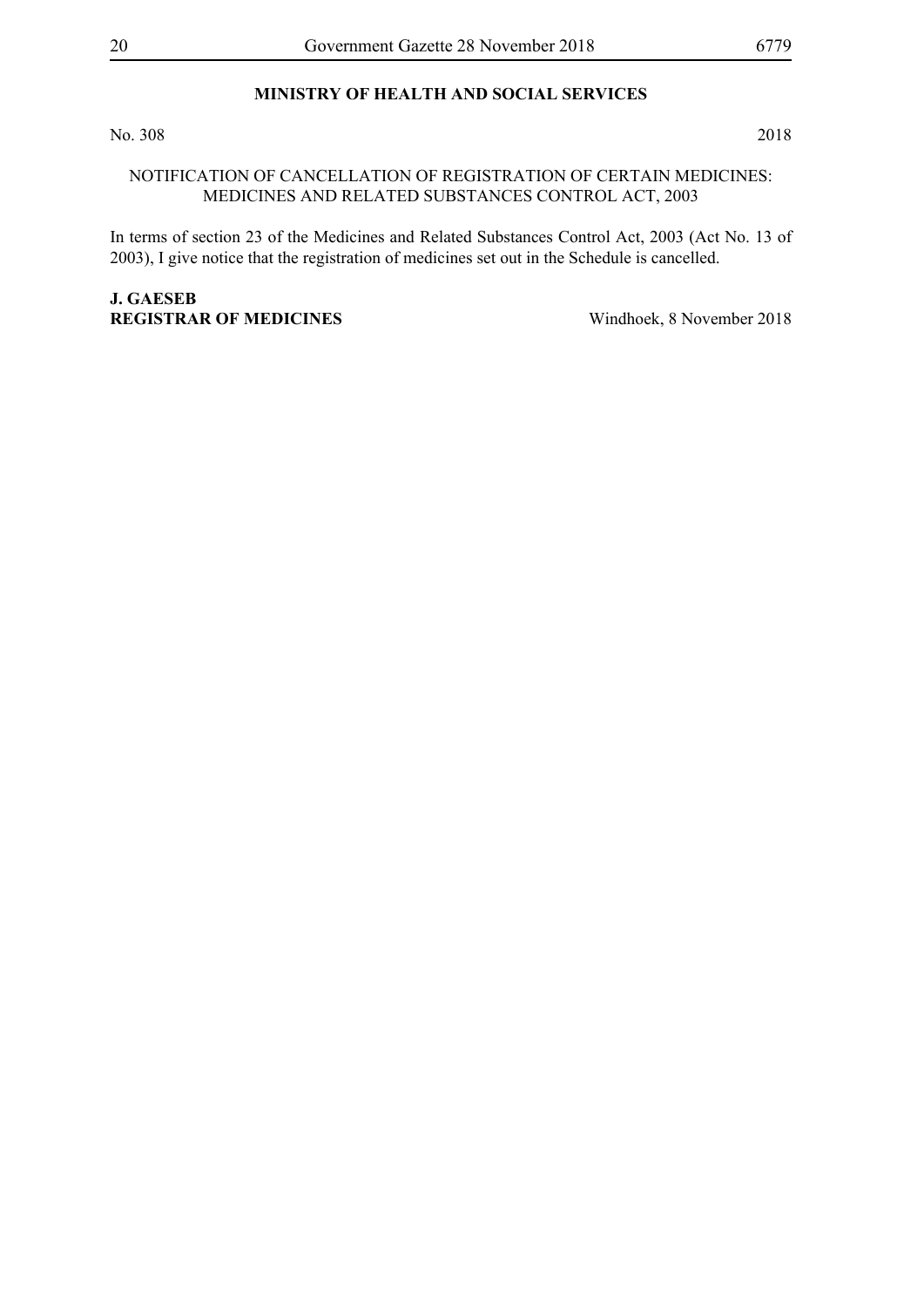## MINISTRY OF HEALTH AND SOCIAL SERVICES

No. 308 2018

NOTIFICATION OF CANCELLATION OF REGISTRATION OF CERTAIN MEDICINES: MEDICINES AND RELATED SUBSTANCES CONTROL ACT, 2003

In terms of section 23 of the Medicines and Related Substances Control Act, 2003 (Act No. 13 of 2003), I give notice that the registration of medicines set out in the Schedule is cancelled.

**J. GAESEB**
**REGISTRAR OF MEDICINES** Windhoek, 8 November 2018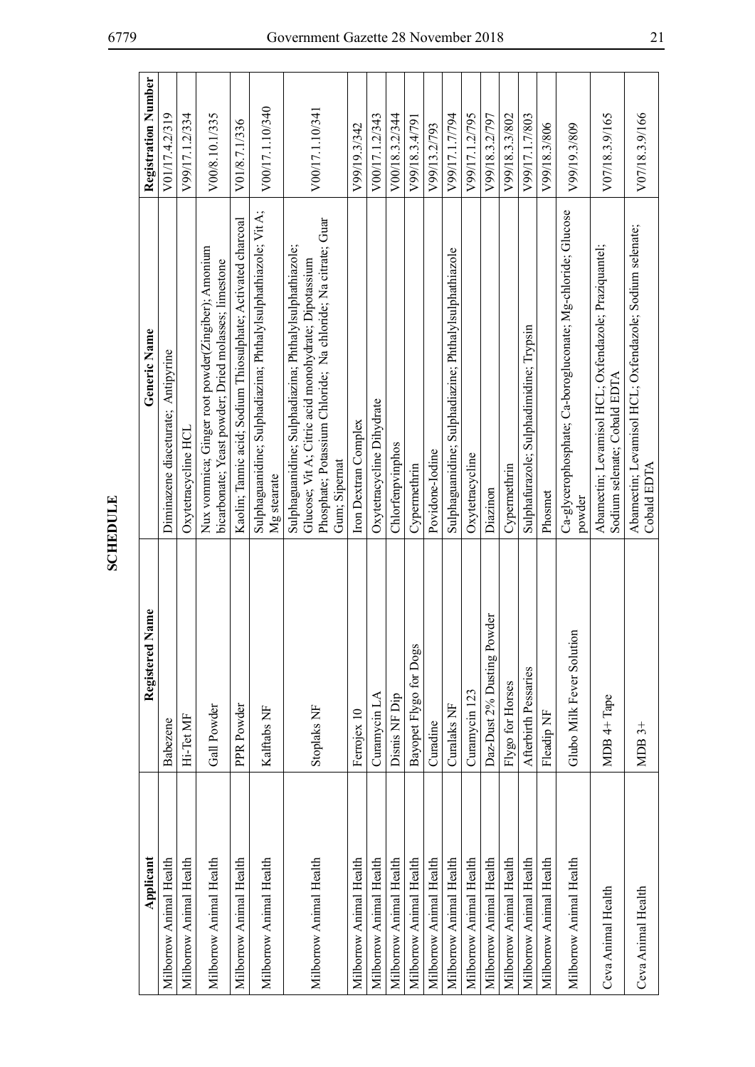## SCHEDULE

| Applicant | Registered Name | Generic Name | Registration Number |
|---|---|---|---|
| Milborrow Animal Health | Babezene | Diminazene diaceturate; Antipyrine | V01/17.4.2/319 |
| Milborrow Animal Health | Hi-Tet MF | Oxytetracycline HCL | V99/17.1.2/334 |
| Milborrow Animal Health | Gall Powder | Nux vommica; Ginger root powder(Zingiber); Amonium bicarbonate; Yeast powder; Dried molasses; limestone | V00/8.10.1/335 |
| Milborrow Animal Health | PPR Powder | Kaolin; Tannic acid; Sodium Thiosulphate; Activated charcoal | V01/8.7.1/336 |
| Milborrow Animal Health | Kalftabs NF | Sulphaguanidine; Sulphadiazina; Phthalylsulphathiazole; Vit A; Mg stearate | V00/17.1.10/340 |
| Milborrow Animal Health | Stoplaks NF | Sulphaguanidine; Sulphadiazina; Phthalylsulphathiazole; Glucose; Vit A; Citric acid monohydrate; Dipotassium Phosphate; Potassium Chloride; Na chloride; Na citrate; Guar Gum; Sipernat | V00/17.1.10/341 |
| Milborrow Animal Health | Ferrojex 10 | Iron Dextran Complex | V99/19.3/342 |
| Milborrow Animal Health | Curamycin LA | Oxytetracycline Dihydrate | V00/17.1.2/343 |
| Milborrow Animal Health | Disnis NF Dip | Chlorfenpvinphos | V00/18.3.2/344 |
| Milborrow Animal Health | Bayopet Flygo for Dogs | Cypermethrin | V99/18.3.4/791 |
| Milborrow Animal Health | Curadine | Povidone-Iodine | V99/13.2/793 |
| Milborrow Animal Health | Curalaks NF | Sulphaguanidine; Sulphadiazine; Phthalylsulphathiazole | V99/17.1.7/794 |
| Milborrow Animal Health | Curamycin 123 | Oxytetracycline | V99/17.1.2/795 |
| Milborrow Animal Health | Daz-Dust 2% Dusting Powder | Diazinon | V99/18.3.2/797 |
| Milborrow Animal Health | Flygo for Horses | Cypermethrin | V99/18.3.3/802 |
| Milborrow Animal Health | Afterbirth Pessaries | Sulphafurazole; Sulphadimidine; Trypsin | V99/17.1.7/803 |
| Milborrow Animal Health | Fleadip NF | Phosmet | V99/18.3/806 |
| Milborrow Animal Health | Glubo Milk Fever Solution | Ca-glycerophosphate; Ca-borogluconate; Mg-chloride; Glucose powder | V99/19.3/809 |
| Ceva Animal Health | MDB 4+ Tape | Abamectin; Levamisol HCL; Oxfendazole; Praziquantel; Sodium selenate; Cobald EDTA | V07/18.3.9/165 |
| Ceva Animal Health | MDB 3+ | Abamectin; Levamisol HCL; Oxfendazole; Sodium selenate; Cobald EDTA | V07/18.3.9/166 |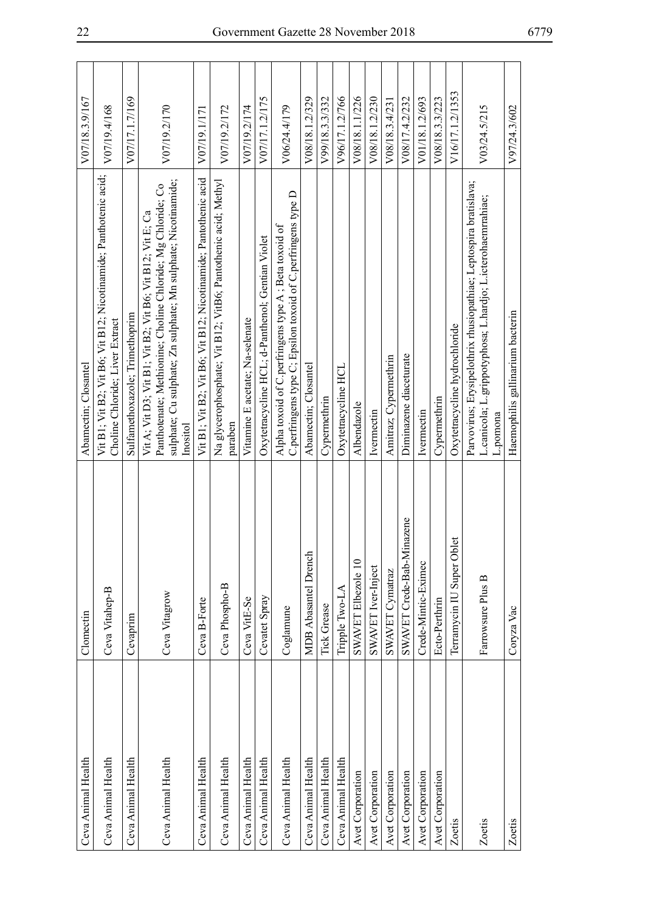| | | | |
|---|---|---|---|
| Ceva Animal Health | Clomectin | Abamectin; Closantel | V07/18.3.9/167 |
| Ceva Animal Health | Ceva Vitahep-B | Vit B1; Vit B2; Vit B6; Vit B12; Nicotinamide; Panthotenic acid; Choline Chloride; Liver Extract | V07/19.4/168 |
| Ceva Animal Health | Cevaprim | Sulfamethoxazole; Trimethoprim | V07/17.1.7/169 |
| Ceva Animal Health | Ceva Vitagrow | Vit A; Vit D3; Vit B1; Vit B2; Vit B6; Vit B12; Vit E; Ca Panthotenate; Methionine; Choline Chloride; Mg Chloride; Co sulphate; Cu sulphate; Zn sulphate; Mn sulphate; Nicotinamide; Inositol | V07/19.2/170 |
| Ceva Animal Health | Ceva B-Forte | Vit B1; Vit B2; Vit B6; Vit B12; Nicotinamide; Pantothenic acid | V07/19.1/171 |
| Ceva Animal Health | Ceva Phospho-B | Na glycerophosphate; Vit B12; VitB6; Pantothenic acid; Methyl paraben | V07/19.2/172 |
| Ceva Animal Health | Ceva VitE-Se | Vitamine E acetate; Na-selenate | V07/19.2/174 |
| Ceva Animal Health | Cevatet Spray | Oxytetracycline HCL; d-Panthenol; Gentian Violet | V07/17.1.2/175 |
| Ceva Animal Health | Coglamune | Alpha toxoid of C.perfringens type A ; Beta toxoid of C.perfringens type C; Epsilon toxoid of C.perfringens type D | V06/24.4/179 |
| Ceva Animal Health | MDB Abasantel Drench | Abamectin; Closantel | V08/18.1.2/329 |
| Ceva Animal Health | Tick Grease | Cypermethrin | V99/18.3.3/332 |
| Ceva Animal Health | Tripple Two-LA | Oxytetracycline HCL | V96/17.1.2/766 |
| Avet Corporation | SWAVET Elbezole 10 | Albendazole | V08/18.1.1/226 |
| Avet Corporation | SWAVET Iver-Inject | Ivermectin | V08/18.1.2/230 |
| Avet Corporation | SWAVET Cymatraz | Amitraz; Cypermethrin | V08/18.3.4/231 |
| Avet Corporation | SWAVET Crede-Bab-Minazene | Diminazene diaceturate | V08/17.4.2/232 |
| Avet Corporation | Crede-Mintic-Eximec | Ivermectin | V01/18.1.2/693 |
| Avet Corporation | Ecto-Perthrin | Cypermethrin | V08/18.3.3/223 |
| Zoetis | Terramycin IU Super Oblet | Oxytetracycline hydrochloride | V16/17.1.2/1353 |
| Zoetis | Farrowsure Plus B | Parvovirus; Erysipelothrix rhusiopathiae; Leptospira bratislava; L.canicola; L.grippotyphosa; L.hardjo; L.icterohaemrahiae; L.pomona | V03/24.5/215 |
| Zoetis | Coryza Vac | Haemophilis gallinarium bacterin | V97/24.3/602 |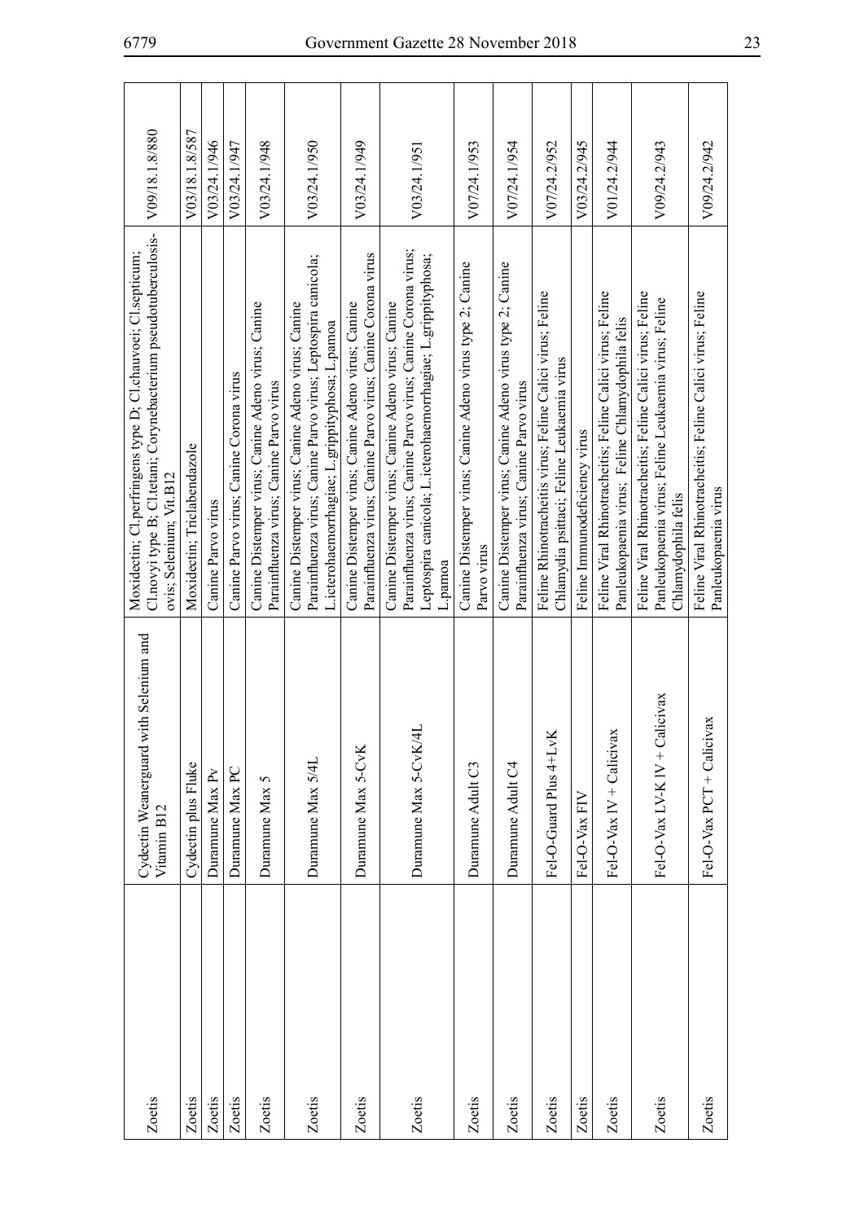| Zoetis | Cydectin Weanerguard with Selenium and Vitamin B12 | Moxidectin; Cl.perfringens type D; Cl.chauvoei; Cl.septicum; Cl.novyi type B; Cl.tetani; Corynebacterium pseudotuberculosis-ovis; Selenium; Vit.B12 | V09/18.1.8/880 |
|---|---|---|---|
| Zoetis | Cydectin plus Fluke | Moxidectin; Triclabendazole | V03/18.1.8/587 |
| Zoetis | Duramune Max Pv | Canine Parvo virus | V03/24.1/946 |
| Zoetis | Duramune Max PC | Canine Parvo virus; Canine Corona virus | V03/24.1/947 |
| Zoetis | Duramune Max 5 | Canine Distemper virus; Canine Adeno virus; Canine Parainfluenza virus; Canine Parvo virus | V03/24.1/948 |
| Zoetis | Duramune Max 5/4L | Canine Distemper virus; Canine Adeno virus; Canine Parainfluenza virus; Canine Parvo virus; Leptospira canicola; L.icterohaemorrhagiae; L.grippityphosa; L.pamoa | V03/24.1/950 |
| Zoetis | Duramune Max 5-CvK | Canine Distemper virus; Canine Adeno virus; Canine Parainfluenza virus; Canine Parvo virus; Canine Corona virus | V03/24.1/949 |
| Zoetis | Duramune Max 5-CvK/4L | Canine Distemper virus; Canine Adeno virus; Canine Parainfluenza virus; Canine Parvo virus; Canine Corona virus; Leptospira canicola; L.icterohaemorrhagiae; L.grippityphosa; L.pamoa | V03/24.1/951 |
| Zoetis | Duramune Adult C3 | Canine Distemper virus; Canine Adeno virus type 2; Canine Parvo virus | V07/24.1/953 |
| Zoetis | Duramune Adult C4 | Canine Distemper virus; Canine Adeno virus type 2; Canine Parainfluenza virus; Canine Parvo virus | V07/24.1/954 |
| Zoetis | Fel-O-Guard Plus 4+LvK | Feline Rhinotracheitis virus; Feline Calici virus; Feline Chlamydia psittaci; Feline Leukaemia virus | V07/24.2/952 |
| Zoetis | Fel-O-Vax FIV | Feline Immunodeficiency virus | V03/24.2/945 |
| Zoetis | Fel-O-Vax IV + Calicivax | Feline Viral Rhinotracheitis; Feline Calici virus; Feline Panleukopaenia virus; Feline Chlamydophila felis | V01/24.2/944 |
| Zoetis | Fel-O-Vax LV-K IV + Calicivax | Feline Viral Rhinotracheitis; Feline Calici virus; Feline Panleukopaenia virus; Feline Leukaemia virus; Feline Chlamydophila felis | V09/24.2/943 |
| Zoetis | Fel-O-Vax PCT + Calicivax | Feline Viral Rhinotracheitis; Feline Calici virus; Feline Panleukopaenia virus | V09/24.2/942 |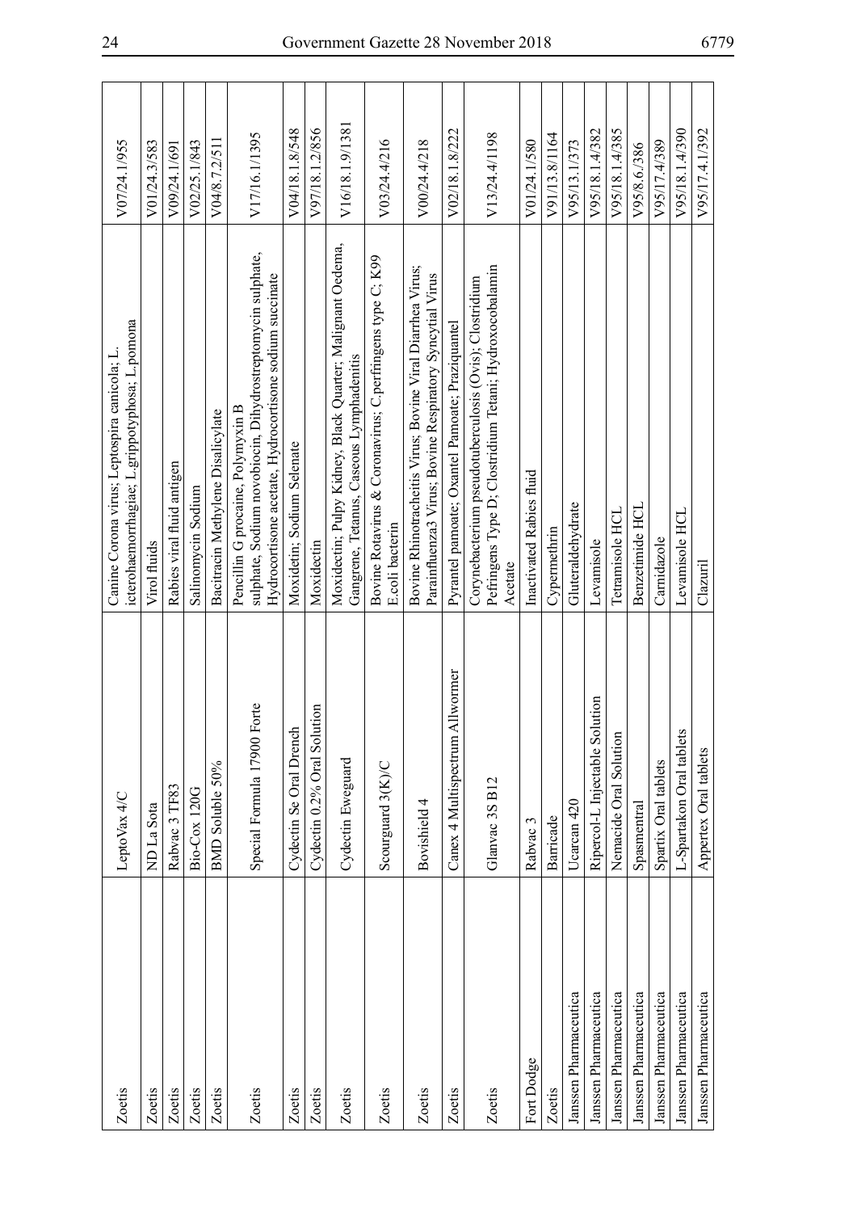| | | | |
|---|---|---|---|
| Zoetis | LeptoVax 4/C | Canine Corona virus; Leptospira canicola; L. icterohaemorrhagiae; L.grippotyphosa; L.pomona | V07/24.1/955 |
| Zoetis | ND La Sota | Virol fluids | V01/24.3/583 |
| Zoetis | Rabvac 3 TF83 | Rabies viral fluid antigen | V09/24.1/691 |
| Zoetis | Bio-Cox 120G | Salinomycin Sodium | V02/25.1/843 |
| Zoetis | BMD Soluble 50% | Bacitracin Methylene Disalicylate | V04/8.7.2/511 |
| Zoetis | Special Formula 17900 Forte | Pencillin G procaine, Polymyxin B sulphate, Sodium novobiocin, Dihydrostreptomycin sulphate, Hydrocortisone acetate, Hydrocortisone sodium succinate | V17/16.1/1395 |
| Zoetis | Cydectin Se Oral Drench | Moxidetin; Sodium Selenate | V04/18.1.8/548 |
| Zoetis | Cydectin 0.2% Oral Solution | Moxidectin | V97/18.1.2/856 |
| Zoetis | Cydectin Eweguard | Moxidectin; Pulpy Kidney, Black Quarter; Malignant Oedema, Gangrene, Tetanus, Caseous Lymphadenitis | V16/18.1.9/1381 |
| Zoetis | Scourguard 3(K)/C | Bovine Rotavirus & Coronavirus; C.perfringens type C; K99 E.coli bacterin | V03/24.4/216 |
| Zoetis | Bovishield 4 | Bovine Rhinotracheitis Virus; Bovine Viral Diarrhea Virus; Parainfluenza3 Virus; Bovine Respiratory Syncytial Virus | V00/24.4/218 |
| Zoetis | Canex 4 Multispectrum Allwormer | Pyrantel pamoate; Oxantel Pamoate; Praziquantel | V02/18.1.8/222 |
| Zoetis | Glanvac 3S B12 | Corynebacterium pseudotuberculosis (Ovis); Clostridium Pefringens Type D; Clostridium Tetani; Hydroxocobalamin Acetate | V13/24.4/1198 |
| Fort Dodge | Rabvac 3 | Inactivated Rabies fluid | V01/24.1/580 |
| Zoetis | Barricade | Cypermethrin | V91/13.8/1164 |
| Janssen Pharmaceutica | Ucarcan 420 | Gluteraldehydrate | V95/13.1/373 |
| Janssen Pharmaceutica | Ripercol-L Injectable Solution | Levamisole | V95/18.1.4/382 |
| Janssen Pharmaceutica | Nemacide Oral Solution | Tetramisole HCL | V95/18.1.4/385 |
| Janssen Pharmaceutica | Spasmentral | Benzetimide HCL | V95/8.6/386 |
| Janssen Pharmaceutica | Spartix Oral tablets | Carnidazole | V95/17.4/389 |
| Janssen Pharmaceutica | L-Spartakon Oral tablets | Levamisole HCL | V95/18.1.4/390 |
| Janssen Pharmaceutica | Appertex Oral tablets | Clazuril | V95/17.4.1/392 |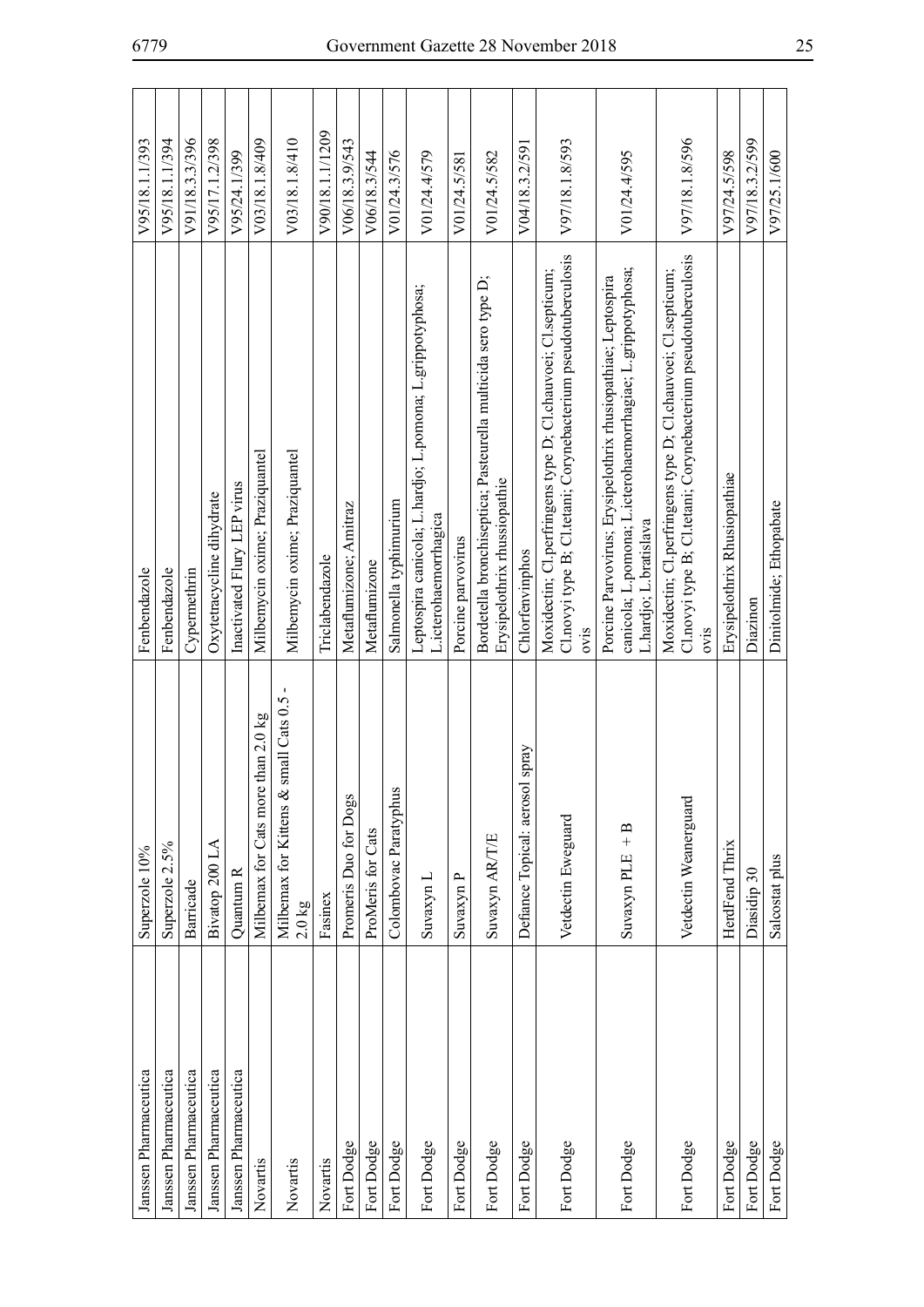| | | | |
|---|---|---|---|
| Janssen Pharmaceutica | Superzole 10% | Fenbendazole | V95/18.1.1/393 |
| Janssen Pharmaceutica | Superzole 2.5% | Fenbendazole | V95/18.1.1/394 |
| Janssen Pharmaceutica | Barricade | Cypermethrin | V91/18.3.3/396 |
| Janssen Pharmaceutica | Bivatop 200 LA | Oxytetracycline dihydrate | V95/17.1.2/398 |
| Janssen Pharmaceutica | Quantum R | Inactivated Flury LEP virus | V95/24.1/399 |
| Novartis | Milbemax for Cats more than 2.0 kg | Milbemycin oxime; Praziquantel | V03/18.1.8/409 |
| Novartis | Milbemax for Kittens & small Cats 0.5 - 2.0 kg | Milbemycin oxime; Praziquantel | V03/18.1.8/410 |
| Novartis | Fasinex | Triclabendazole | V90/18.1.1/1209 |
| Fort Dodge | Promeris Duo for Dogs | Metaflumizone; Amitraz | V06/18.3.9/543 |
| Fort Dodge | ProMeris for Cats | Metaflumizone | V06/18.3/544 |
| Fort Dodge | Colombovac Paratyphus | Salmonella typhimurium | V01/24.3/576 |
| Fort Dodge | Suvaxyn L | Leptospira canicola; L.hardjo; L.pomona; L.grippotyphosa; L.icterohaemorrhagica | V01/24.4/579 |
| Fort Dodge | Suvaxyn P | Porcine parvovirus | V01/24.5/581 |
| Fort Dodge | Suvaxyn AR/T/E | Bordetella bronchiseptica; Pasteurella multicida sero type D; Erysipelothrix rhussiopathie | V01/24.5/582 |
| Fort Dodge | Defiance Topical: aerosol spray | Chlorfenvinphos | V04/18.3.2/591 |
| Fort Dodge | Vetdectin Eweguard | Moxidectin; Cl.perfringens type D; Cl.chauvoei; Cl.septicum; Cl.novyi type B; Cl.tetani; Corynebacterium pseudotuberculosis ovis | V97/18.1.8/593 |
| Fort Dodge | Suvaxyn PLE + B | Porcine Parvovirus; Erysipelothrix rhusiopathiae; Leptospira canicola; L.pomona; L.icterohaemorrhagiae; L.grippotyphosa; L.hardjo; L.bratislava | V01/24.4/595 |
| Fort Dodge | Vetdectin Weanerguard | Moxidectin; Cl.perfringens type D; Cl.chauvoei; Cl.septicum; Cl.novyi type B; Cl.tetani; Corynebacterium pseudotuberculosis ovis | V97/18.1.8/596 |
| Fort Dodge | HerdFend Thrix | Erysipelothrix Rhusiopathiae | V97/24.5/598 |
| Fort Dodge | Diasidip 30 | Diazinon | V97/18.3.2/599 |
| Fort Dodge | Salcostat plus | Dinitolmide; Ethopabate | V97/25.1/600 |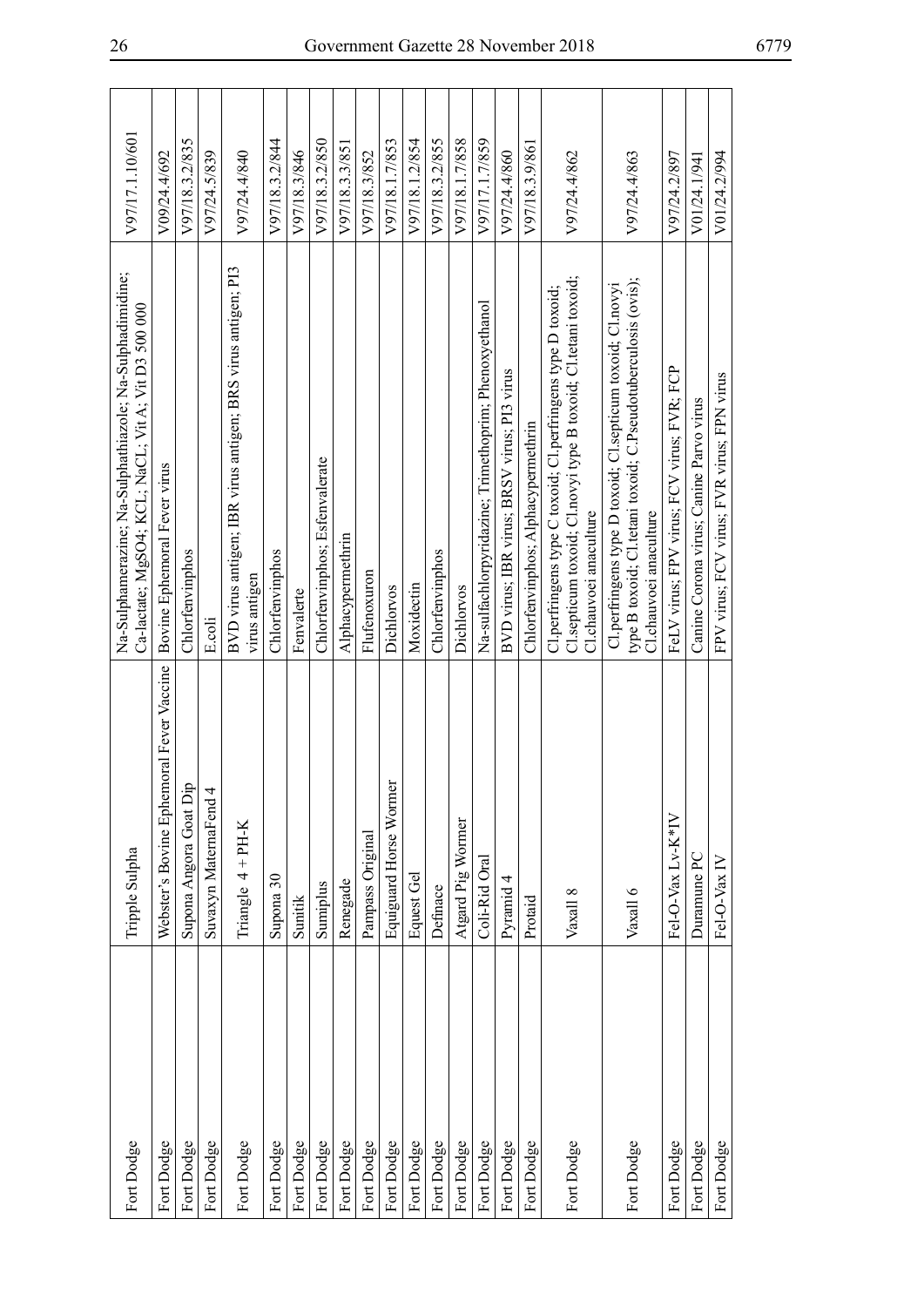| Fort Dodge | Tripple Sulpha | Na-Sulphamerazine; Na-Sulphathiazole; Na-Sulphadimidine; Ca-lactate; MgSO4; KCL; NaCL; Vit A; Vit D3 500 000 | V97/17.1.10/601 |
|---|---|---|---|
| Fort Dodge | Webster's Bovine Ephemoral Fever Vaccine | Bovine Ephemoral Fever virus | V09/24.4/692 |
| Fort Dodge | Supona Angora Goat Dip | Chlorfenvinphos | V97/18.3.2/835 |
| Fort Dodge | Suvaxyn MaternaFend 4 | E.coli | V97/24.5/839 |
| Fort Dodge | Triangle 4 + PH-K | BVD virus antigen; IBR virus antigen; BRS virus antigen; PI3 virus antigen | V97/24.4/840 |
| Fort Dodge | Supona 30 | Chlorfenvinphos | V97/18.3.2/844 |
| Fort Dodge | Sumitik | Fenvalerte | V97/18.3/846 |
| Fort Dodge | Sumiplus | Chlorfenvinphos; Esfenvalerate | V97/18.3.2/850 |
| Fort Dodge | Renegade | Alphacypermethrin | V97/18.3.3/851 |
| Fort Dodge | Pampass Original | Flufenoxuron | V97/18.3/852 |
| Fort Dodge | Equiguard Horse Wormer | Dichlorvos | V97/18.1.7/853 |
| Fort Dodge | Equest Gel | Moxidectin | V97/18.1.2/854 |
| Fort Dodge | Definace | Chlorfenvinphos | V97/18.3.2/855 |
| Fort Dodge | Atgard Pig Wormer | Dichlorvos | V97/18.1.7/858 |
| Fort Dodge | Coli-Rid Oral | Na-sulfachlorpyridazine; Trimethoprim; Phenoxyethanol | V97/17.1.7/859 |
| Fort Dodge | Pyramid 4 | BVD virus; IBR virus; BRSV virus; PI3 virus | V97/24.4/860 |
| Fort Dodge | Protaid | Chlorfenvinphos; Alphacypermethrin | V97/18.3.9/861 |
| Fort Dodge | Vaxall 8 | Cl.perfringens type C toxoid; Cl.perfringens type D toxoid; Cl.septicum toxoid; Cl.novyi type B toxoid; Cl.tetani toxoid; Cl.chauvoei anaculture | V97/24.4/862 |
| Fort Dodge | Vaxall 6 | Cl.perfringens type D toxoid; Cl.septicum toxoid; Cl.novyi type B toxoid; Cl.tetani toxoid; C.Pseudotuberculosis (ovis); Cl.chauvoei anaculture | V97/24.4/863 |
| Fort Dodge | Fel-O-Vax Lv-K*IV | FeLV virus; FPV virus; FCV virus; FVR; FCP | V97/24.2/897 |
| Fort Dodge | Duramune PC | Canine Corona virus; Canine Parvo virus | V01/24.1/941 |
| Fort Dodge | Fel-O-Vax IV | FPV virus; FCV virus; FVR virus; FPN virus | V01/24.2/994 |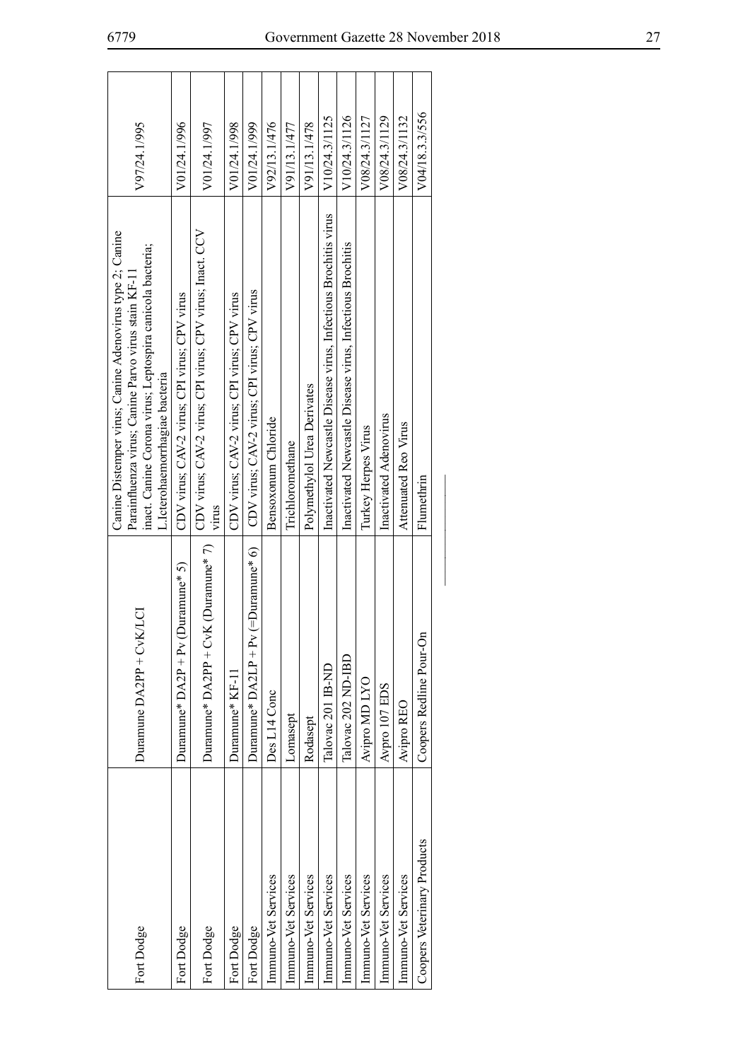| | | | |
|---|---|---|---|
| Fort Dodge | Duramune DA2PP + CvK/LCI | Canine Distemper virus; Canine Adenovirus type 2; Canine Parainfluenza virus; Canine Parvo virus stain KF-11 inact. Canine Corona virus; Leptospira canicola bacteria; L.Icterohaemorrhagiae bacteria | V97/24.1/995 |
| Fort Dodge | Duramune* DA2P + Pv (Duramune* 5) | CDV virus; CAV-2 virus; CPI virus; CPV virus | V01/24.1/996 |
| Fort Dodge | Duramune* DA2PP + CvK (Duramune* 7) | CDV virus; CAV-2 virus; CPI virus; CPV virus; Inact. CCV virus | V01/24.1/997 |
| Fort Dodge | Duramune* KF-11 | CDV virus; CAV-2 virus; CPI virus; CPV virus | V01/24.1/998 |
| Fort Dodge | Duramune* DA2LP + Pv (=Duramune* 6) | CDV virus; CAV-2 virus; CPI virus; CPV virus | V01/24.1/999 |
| Immuno-Vet Services | Des L14 Conc | Bensoxonum Chloride | V92/13.1/476 |
| Immuno-Vet Services | Lomasept | Trichloromethane | V91/13.1/477 |
| Immuno-Vet Services | Rodasept | Polymethylol Urea Derivates | V91/13.1/478 |
| Immuno-Vet Services | Talovac 201 IB-ND | Inactivated Newcastle Disease virus, Infectious Brochitis virus | V10/24.3/1125 |
| Immuno-Vet Services | Talovac 202 ND-IBD | Inactivated Newcastle Disease virus, Infectious Brochitis | V10/24.3/1126 |
| Immuno-Vet Services | Avipro MD LYO | Turkey Herpes Virus | V08/24.3/1127 |
| Immuno-Vet Services | Avpro 107 EDS | Inactivated Adenovirus | V08/24.3/1129 |
| Immuno-Vet Services | Avipro REO | Attenuated Reo Virus | V08/24.3/1132 |
| Coopers Veterinary Products | Coopers Redline Pour-On | Flumethrin | V04/18.3.3/556 |

________________